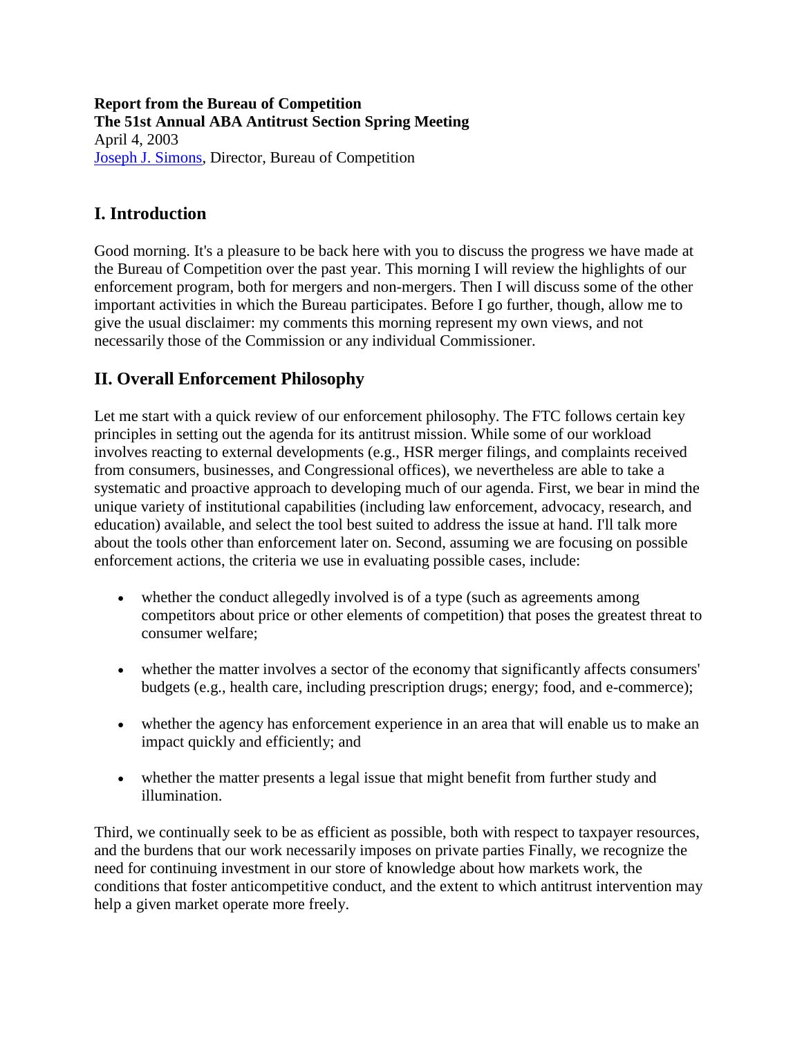**Report from the Bureau of Competition**
**The 51st Annual ABA Antitrust Section Spring Meeting**
April 4, 2003
Joseph J. Simons, Director, Bureau of Competition

## I. Introduction

Good morning. It's a pleasure to be back here with you to discuss the progress we have made at the Bureau of Competition over the past year. This morning I will review the highlights of our enforcement program, both for mergers and non-mergers. Then I will discuss some of the other important activities in which the Bureau participates. Before I go further, though, allow me to give the usual disclaimer: my comments this morning represent my own views, and not necessarily those of the Commission or any individual Commissioner.

## II. Overall Enforcement Philosophy

Let me start with a quick review of our enforcement philosophy. The FTC follows certain key principles in setting out the agenda for its antitrust mission. While some of our workload involves reacting to external developments (e.g., HSR merger filings, and complaints received from consumers, businesses, and Congressional offices), we nevertheless are able to take a systematic and proactive approach to developing much of our agenda. First, we bear in mind the unique variety of institutional capabilities (including law enforcement, advocacy, research, and education) available, and select the tool best suited to address the issue at hand. I'll talk more about the tools other than enforcement later on. Second, assuming we are focusing on possible enforcement actions, the criteria we use in evaluating possible cases, include:

- whether the conduct allegedly involved is of a type (such as agreements among competitors about price or other elements of competition) that poses the greatest threat to consumer welfare;
- whether the matter involves a sector of the economy that significantly affects consumers' budgets (e.g., health care, including prescription drugs; energy; food, and e-commerce);
- whether the agency has enforcement experience in an area that will enable us to make an impact quickly and efficiently; and
- whether the matter presents a legal issue that might benefit from further study and illumination.

Third, we continually seek to be as efficient as possible, both with respect to taxpayer resources, and the burdens that our work necessarily imposes on private parties Finally, we recognize the need for continuing investment in our store of knowledge about how markets work, the conditions that foster anticompetitive conduct, and the extent to which antitrust intervention may help a given market operate more freely.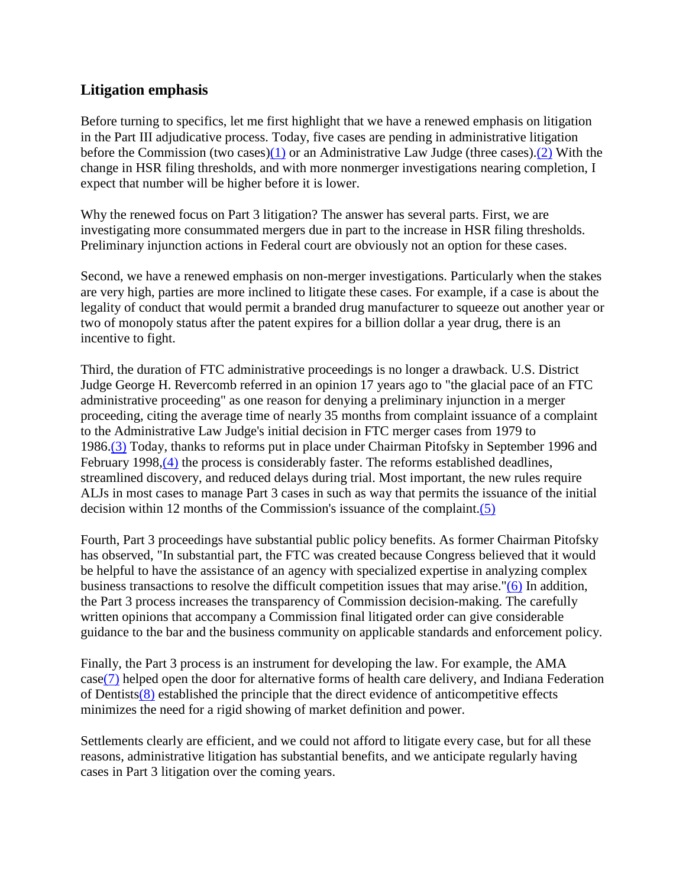## Litigation emphasis

Before turning to specifics, let me first highlight that we have a renewed emphasis on litigation in the Part III adjudicative process. Today, five cases are pending in administrative litigation before the Commission (two cases)[(1)] or an Administrative Law Judge (three cases).[(2)] With the change in HSR filing thresholds, and with more nonmerger investigations nearing completion, I expect that number will be higher before it is lower.

Why the renewed focus on Part 3 litigation? The answer has several parts. First, we are investigating more consummated mergers due in part to the increase in HSR filing thresholds. Preliminary injunction actions in Federal court are obviously not an option for these cases.

Second, we have a renewed emphasis on non-merger investigations. Particularly when the stakes are very high, parties are more inclined to litigate these cases. For example, if a case is about the legality of conduct that would permit a branded drug manufacturer to squeeze out another year or two of monopoly status after the patent expires for a billion dollar a year drug, there is an incentive to fight.

Third, the duration of FTC administrative proceedings is no longer a drawback. U.S. District Judge George H. Revercomb referred in an opinion 17 years ago to "the glacial pace of an FTC administrative proceeding" as one reason for denying a preliminary injunction in a merger proceeding, citing the average time of nearly 35 months from complaint issuance of a complaint to the Administrative Law Judge's initial decision in FTC merger cases from 1979 to 1986.[(3)] Today, thanks to reforms put in place under Chairman Pitofsky in September 1996 and February 1998,[(4)] the process is considerably faster. The reforms established deadlines, streamlined discovery, and reduced delays during trial. Most important, the new rules require ALJs in most cases to manage Part 3 cases in such as way that permits the issuance of the initial decision within 12 months of the Commission's issuance of the complaint.[(5)]

Fourth, Part 3 proceedings have substantial public policy benefits. As former Chairman Pitofsky has observed, "In substantial part, the FTC was created because Congress believed that it would be helpful to have the assistance of an agency with specialized expertise in analyzing complex business transactions to resolve the difficult competition issues that may arise."[(6)] In addition, the Part 3 process increases the transparency of Commission decision-making. The carefully written opinions that accompany a Commission final litigated order can give considerable guidance to the bar and the business community on applicable standards and enforcement policy.

Finally, the Part 3 process is an instrument for developing the law. For example, the AMA case[(7)] helped open the door for alternative forms of health care delivery, and Indiana Federation of Dentists[(8)] established the principle that the direct evidence of anticompetitive effects minimizes the need for a rigid showing of market definition and power.

Settlements clearly are efficient, and we could not afford to litigate every case, but for all these reasons, administrative litigation has substantial benefits, and we anticipate regularly having cases in Part 3 litigation over the coming years.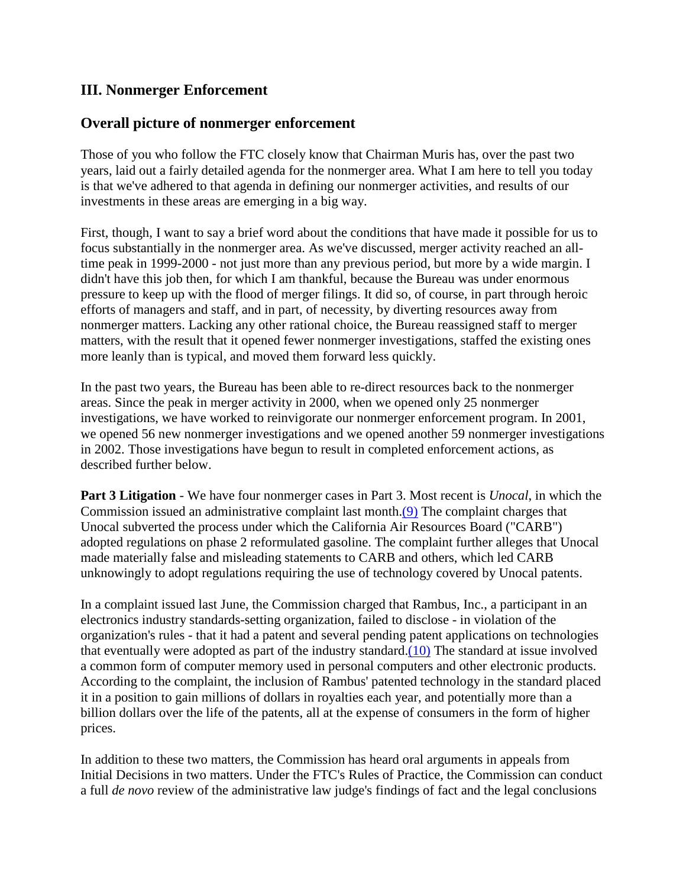## III. Nonmerger Enforcement

## Overall picture of nonmerger enforcement

Those of you who follow the FTC closely know that Chairman Muris has, over the past two years, laid out a fairly detailed agenda for the nonmerger area. What I am here to tell you today is that we've adhered to that agenda in defining our nonmerger activities, and results of our investments in these areas are emerging in a big way.

First, though, I want to say a brief word about the conditions that have made it possible for us to focus substantially in the nonmerger area. As we've discussed, merger activity reached an all-time peak in 1999-2000 - not just more than any previous period, but more by a wide margin. I didn't have this job then, for which I am thankful, because the Bureau was under enormous pressure to keep up with the flood of merger filings. It did so, of course, in part through heroic efforts of managers and staff, and in part, of necessity, by diverting resources away from nonmerger matters. Lacking any other rational choice, the Bureau reassigned staff to merger matters, with the result that it opened fewer nonmerger investigations, staffed the existing ones more leanly than is typical, and moved them forward less quickly.

In the past two years, the Bureau has been able to re-direct resources back to the nonmerger areas. Since the peak in merger activity in 2000, when we opened only 25 nonmerger investigations, we have worked to reinvigorate our nonmerger enforcement program. In 2001, we opened 56 new nonmerger investigations and we opened another 59 nonmerger investigations in 2002. Those investigations have begun to result in completed enforcement actions, as described further below.

**Part 3 Litigation** - We have four nonmerger cases in Part 3. Most recent is *Unocal*, in which the Commission issued an administrative complaint last month.(9) The complaint charges that Unocal subverted the process under which the California Air Resources Board ("CARB") adopted regulations on phase 2 reformulated gasoline. The complaint further alleges that Unocal made materially false and misleading statements to CARB and others, which led CARB unknowingly to adopt regulations requiring the use of technology covered by Unocal patents.

In a complaint issued last June, the Commission charged that Rambus, Inc., a participant in an electronics industry standards-setting organization, failed to disclose - in violation of the organization's rules - that it had a patent and several pending patent applications on technologies that eventually were adopted as part of the industry standard.(10) The standard at issue involved a common form of computer memory used in personal computers and other electronic products. According to the complaint, the inclusion of Rambus' patented technology in the standard placed it in a position to gain millions of dollars in royalties each year, and potentially more than a billion dollars over the life of the patents, all at the expense of consumers in the form of higher prices.

In addition to these two matters, the Commission has heard oral arguments in appeals from Initial Decisions in two matters. Under the FTC's Rules of Practice, the Commission can conduct a full *de novo* review of the administrative law judge's findings of fact and the legal conclusions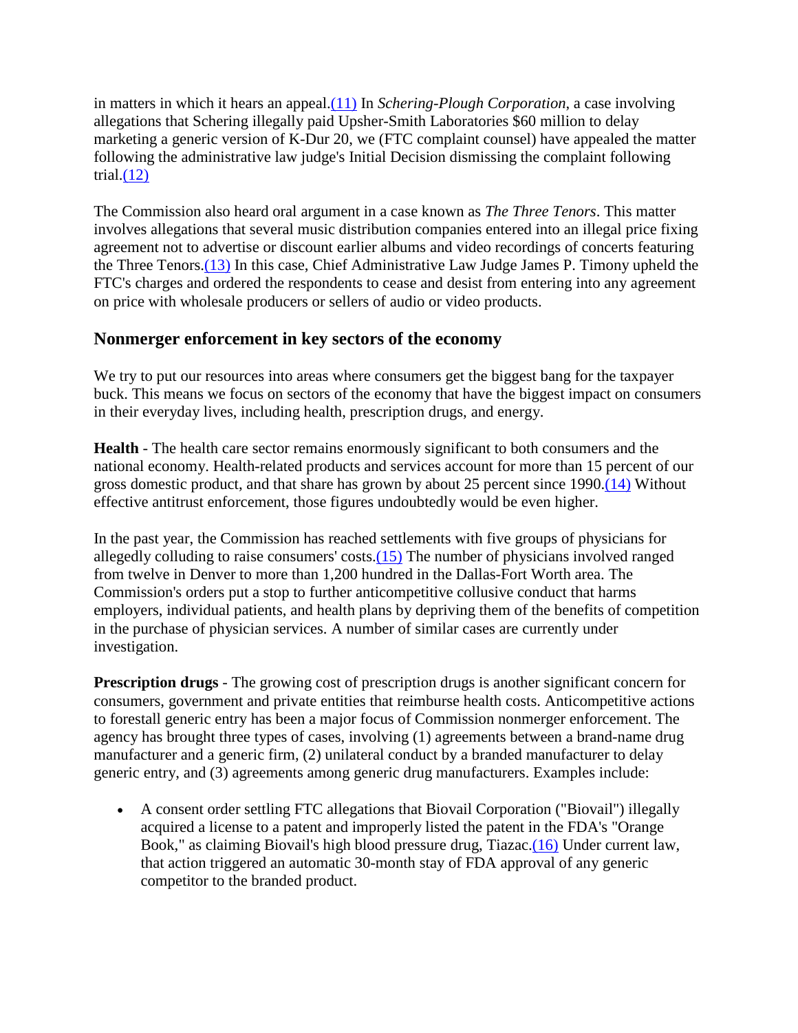in matters in which it hears an appeal.(11) In *Schering-Plough Corporation*, a case involving allegations that Schering illegally paid Upsher-Smith Laboratories $60 million to delay marketing a generic version of K-Dur 20, we (FTC complaint counsel) have appealed the matter following the administrative law judge's Initial Decision dismissing the complaint following trial.(12)

The Commission also heard oral argument in a case known as *The Three Tenors*. This matter involves allegations that several music distribution companies entered into an illegal price fixing agreement not to advertise or discount earlier albums and video recordings of concerts featuring the Three Tenors.(13) In this case, Chief Administrative Law Judge James P. Timony upheld the FTC's charges and ordered the respondents to cease and desist from entering into any agreement on price with wholesale producers or sellers of audio or video products.

## Nonmerger enforcement in key sectors of the economy

We try to put our resources into areas where consumers get the biggest bang for the taxpayer buck. This means we focus on sectors of the economy that have the biggest impact on consumers in their everyday lives, including health, prescription drugs, and energy.

**Health** - The health care sector remains enormously significant to both consumers and the national economy. Health-related products and services account for more than 15 percent of our gross domestic product, and that share has grown by about 25 percent since 1990.(14) Without effective antitrust enforcement, those figures undoubtedly would be even higher.

In the past year, the Commission has reached settlements with five groups of physicians for allegedly colluding to raise consumers' costs.(15) The number of physicians involved ranged from twelve in Denver to more than 1,200 hundred in the Dallas-Fort Worth area. The Commission's orders put a stop to further anticompetitive collusive conduct that harms employers, individual patients, and health plans by depriving them of the benefits of competition in the purchase of physician services. A number of similar cases are currently under investigation.

**Prescription drugs** - The growing cost of prescription drugs is another significant concern for consumers, government and private entities that reimburse health costs. Anticompetitive actions to forestall generic entry has been a major focus of Commission nonmerger enforcement. The agency has brought three types of cases, involving (1) agreements between a brand-name drug manufacturer and a generic firm, (2) unilateral conduct by a branded manufacturer to delay generic entry, and (3) agreements among generic drug manufacturers. Examples include:

- A consent order settling FTC allegations that Biovail Corporation ("Biovail") illegally acquired a license to a patent and improperly listed the patent in the FDA's "Orange Book," as claiming Biovail's high blood pressure drug, Tiazac.(16) Under current law, that action triggered an automatic 30-month stay of FDA approval of any generic competitor to the branded product.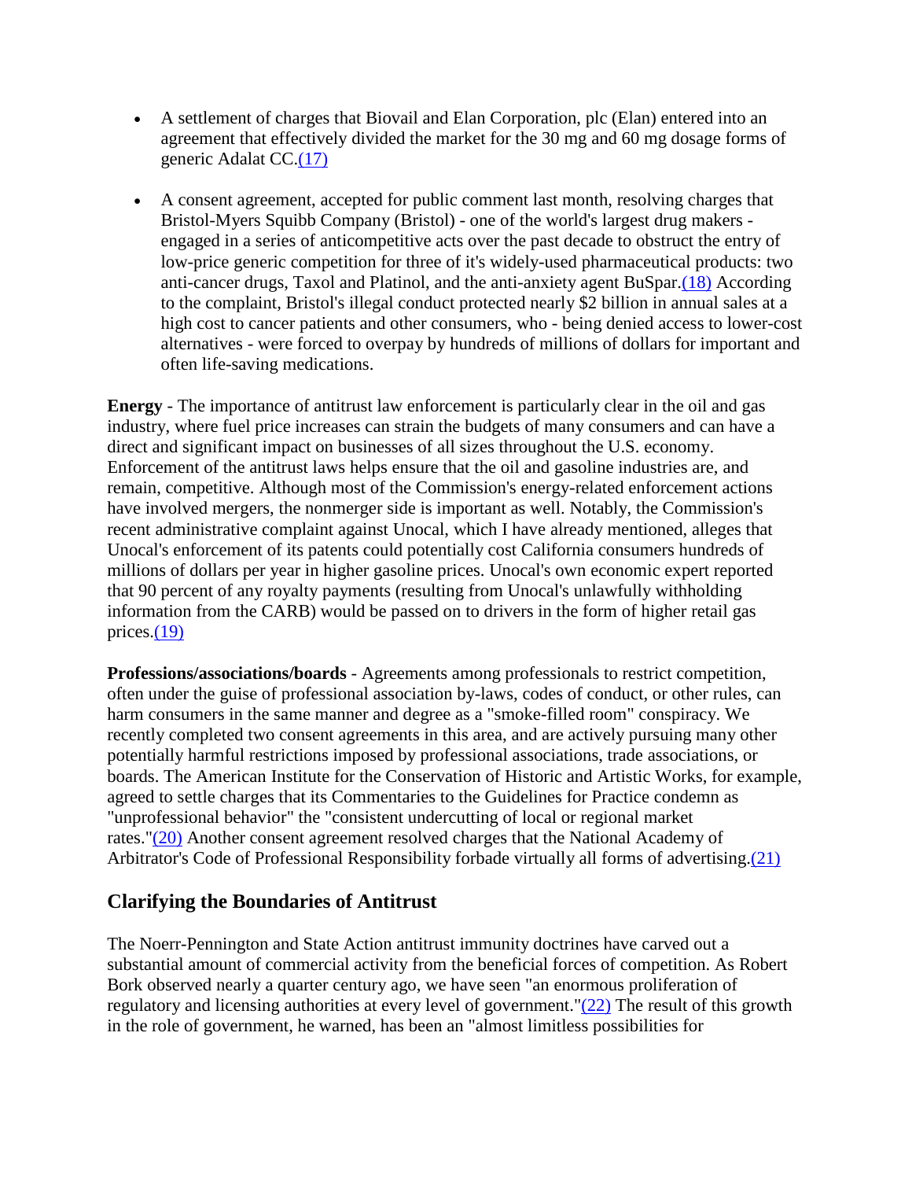- A settlement of charges that Biovail and Elan Corporation, plc (Elan) entered into an agreement that effectively divided the market for the 30 mg and 60 mg dosage forms of generic Adalat CC.(17)

- A consent agreement, accepted for public comment last month, resolving charges that Bristol-Myers Squibb Company (Bristol) - one of the world's largest drug makers - engaged in a series of anticompetitive acts over the past decade to obstruct the entry of low-price generic competition for three of it's widely-used pharmaceutical products: two anti-cancer drugs, Taxol and Platinol, and the anti-anxiety agent BuSpar.(18) According to the complaint, Bristol's illegal conduct protected nearly $2 billion in annual sales at a high cost to cancer patients and other consumers, who - being denied access to lower-cost alternatives - were forced to overpay by hundreds of millions of dollars for important and often life-saving medications.

**Energy** - The importance of antitrust law enforcement is particularly clear in the oil and gas industry, where fuel price increases can strain the budgets of many consumers and can have a direct and significant impact on businesses of all sizes throughout the U.S. economy. Enforcement of the antitrust laws helps ensure that the oil and gasoline industries are, and remain, competitive. Although most of the Commission's energy-related enforcement actions have involved mergers, the nonmerger side is important as well. Notably, the Commission's recent administrative complaint against Unocal, which I have already mentioned, alleges that Unocal's enforcement of its patents could potentially cost California consumers hundreds of millions of dollars per year in higher gasoline prices. Unocal's own economic expert reported that 90 percent of any royalty payments (resulting from Unocal's unlawfully withholding information from the CARB) would be passed on to drivers in the form of higher retail gas prices.(19)

**Professions/associations/boards** - Agreements among professionals to restrict competition, often under the guise of professional association by-laws, codes of conduct, or other rules, can harm consumers in the same manner and degree as a "smoke-filled room" conspiracy. We recently completed two consent agreements in this area, and are actively pursuing many other potentially harmful restrictions imposed by professional associations, trade associations, or boards. The American Institute for the Conservation of Historic and Artistic Works, for example, agreed to settle charges that its Commentaries to the Guidelines for Practice condemn as "unprofessional behavior" the "consistent undercutting of local or regional market rates."(20) Another consent agreement resolved charges that the National Academy of Arbitrator's Code of Professional Responsibility forbade virtually all forms of advertising.(21)

## Clarifying the Boundaries of Antitrust

The Noerr-Pennington and State Action antitrust immunity doctrines have carved out a substantial amount of commercial activity from the beneficial forces of competition. As Robert Bork observed nearly a quarter century ago, we have seen "an enormous proliferation of regulatory and licensing authorities at every level of government."(22) The result of this growth in the role of government, he warned, has been an "almost limitless possibilities for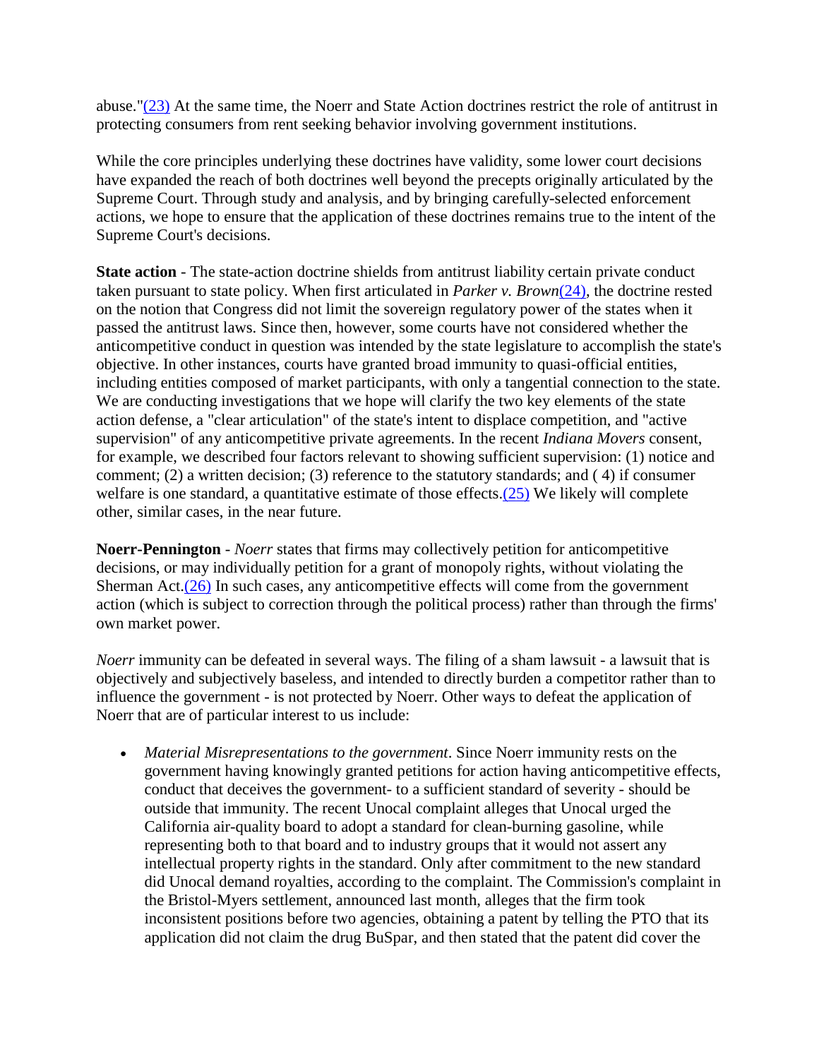abuse."[23] At the same time, the Noerr and State Action doctrines restrict the role of antitrust in protecting consumers from rent seeking behavior involving government institutions.

While the core principles underlying these doctrines have validity, some lower court decisions have expanded the reach of both doctrines well beyond the precepts originally articulated by the Supreme Court. Through study and analysis, and by bringing carefully-selected enforcement actions, we hope to ensure that the application of these doctrines remains true to the intent of the Supreme Court's decisions.

**State action** - The state-action doctrine shields from antitrust liability certain private conduct taken pursuant to state policy. When first articulated in *Parker v. Brown*[24], the doctrine rested on the notion that Congress did not limit the sovereign regulatory power of the states when it passed the antitrust laws. Since then, however, some courts have not considered whether the anticompetitive conduct in question was intended by the state legislature to accomplish the state's objective. In other instances, courts have granted broad immunity to quasi-official entities, including entities composed of market participants, with only a tangential connection to the state. We are conducting investigations that we hope will clarify the two key elements of the state action defense, a "clear articulation" of the state's intent to displace competition, and "active supervision" of any anticompetitive private agreements. In the recent *Indiana Movers* consent, for example, we described four factors relevant to showing sufficient supervision: (1) notice and comment; (2) a written decision; (3) reference to the statutory standards; and ( 4) if consumer welfare is one standard, a quantitative estimate of those effects.[25] We likely will complete other, similar cases, in the near future.

**Noerr-Pennington** - *Noerr* states that firms may collectively petition for anticompetitive decisions, or may individually petition for a grant of monopoly rights, without violating the Sherman Act.[26] In such cases, any anticompetitive effects will come from the government action (which is subject to correction through the political process) rather than through the firms' own market power.

*Noerr* immunity can be defeated in several ways. The filing of a sham lawsuit - a lawsuit that is objectively and subjectively baseless, and intended to directly burden a competitor rather than to influence the government - is not protected by Noerr. Other ways to defeat the application of Noerr that are of particular interest to us include:

- *Material Misrepresentations to the government*. Since Noerr immunity rests on the government having knowingly granted petitions for action having anticompetitive effects, conduct that deceives the government- to a sufficient standard of severity - should be outside that immunity. The recent Unocal complaint alleges that Unocal urged the California air-quality board to adopt a standard for clean-burning gasoline, while representing both to that board and to industry groups that it would not assert any intellectual property rights in the standard. Only after commitment to the new standard did Unocal demand royalties, according to the complaint. The Commission's complaint in the Bristol-Myers settlement, announced last month, alleges that the firm took inconsistent positions before two agencies, obtaining a patent by telling the PTO that its application did not claim the drug BuSpar, and then stated that the patent did cover the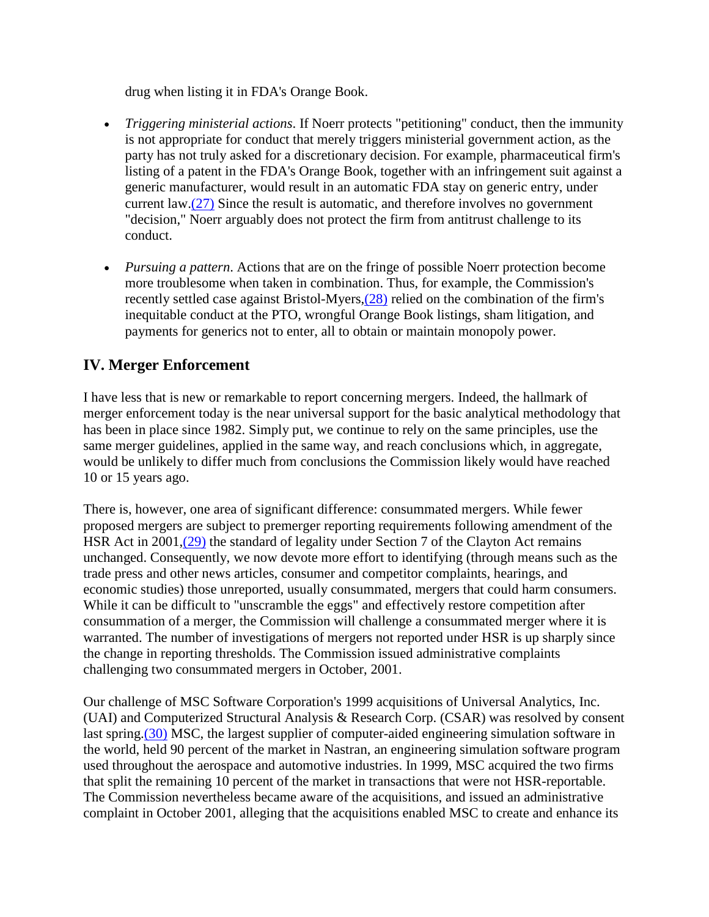drug when listing it in FDA's Orange Book.

- *Triggering ministerial actions*. If Noerr protects "petitioning" conduct, then the immunity is not appropriate for conduct that merely triggers ministerial government action, as the party has not truly asked for a discretionary decision. For example, pharmaceutical firm's listing of a patent in the FDA's Orange Book, together with an infringement suit against a generic manufacturer, would result in an automatic FDA stay on generic entry, under current law.(27) Since the result is automatic, and therefore involves no government "decision," Noerr arguably does not protect the firm from antitrust challenge to its conduct.

- *Pursuing a pattern*. Actions that are on the fringe of possible Noerr protection become more troublesome when taken in combination. Thus, for example, the Commission's recently settled case against Bristol-Myers,(28) relied on the combination of the firm's inequitable conduct at the PTO, wrongful Orange Book listings, sham litigation, and payments for generics not to enter, all to obtain or maintain monopoly power.

## IV. Merger Enforcement

I have less that is new or remarkable to report concerning mergers. Indeed, the hallmark of merger enforcement today is the near universal support for the basic analytical methodology that has been in place since 1982. Simply put, we continue to rely on the same principles, use the same merger guidelines, applied in the same way, and reach conclusions which, in aggregate, would be unlikely to differ much from conclusions the Commission likely would have reached 10 or 15 years ago.

There is, however, one area of significant difference: consummated mergers. While fewer proposed mergers are subject to premerger reporting requirements following amendment of the HSR Act in 2001,(29) the standard of legality under Section 7 of the Clayton Act remains unchanged. Consequently, we now devote more effort to identifying (through means such as the trade press and other news articles, consumer and competitor complaints, hearings, and economic studies) those unreported, usually consummated, mergers that could harm consumers. While it can be difficult to "unscramble the eggs" and effectively restore competition after consummation of a merger, the Commission will challenge a consummated merger where it is warranted. The number of investigations of mergers not reported under HSR is up sharply since the change in reporting thresholds. The Commission issued administrative complaints challenging two consummated mergers in October, 2001.

Our challenge of MSC Software Corporation's 1999 acquisitions of Universal Analytics, Inc. (UAI) and Computerized Structural Analysis & Research Corp. (CSAR) was resolved by consent last spring.(30) MSC, the largest supplier of computer-aided engineering simulation software in the world, held 90 percent of the market in Nastran, an engineering simulation software program used throughout the aerospace and automotive industries. In 1999, MSC acquired the two firms that split the remaining 10 percent of the market in transactions that were not HSR-reportable. The Commission nevertheless became aware of the acquisitions, and issued an administrative complaint in October 2001, alleging that the acquisitions enabled MSC to create and enhance its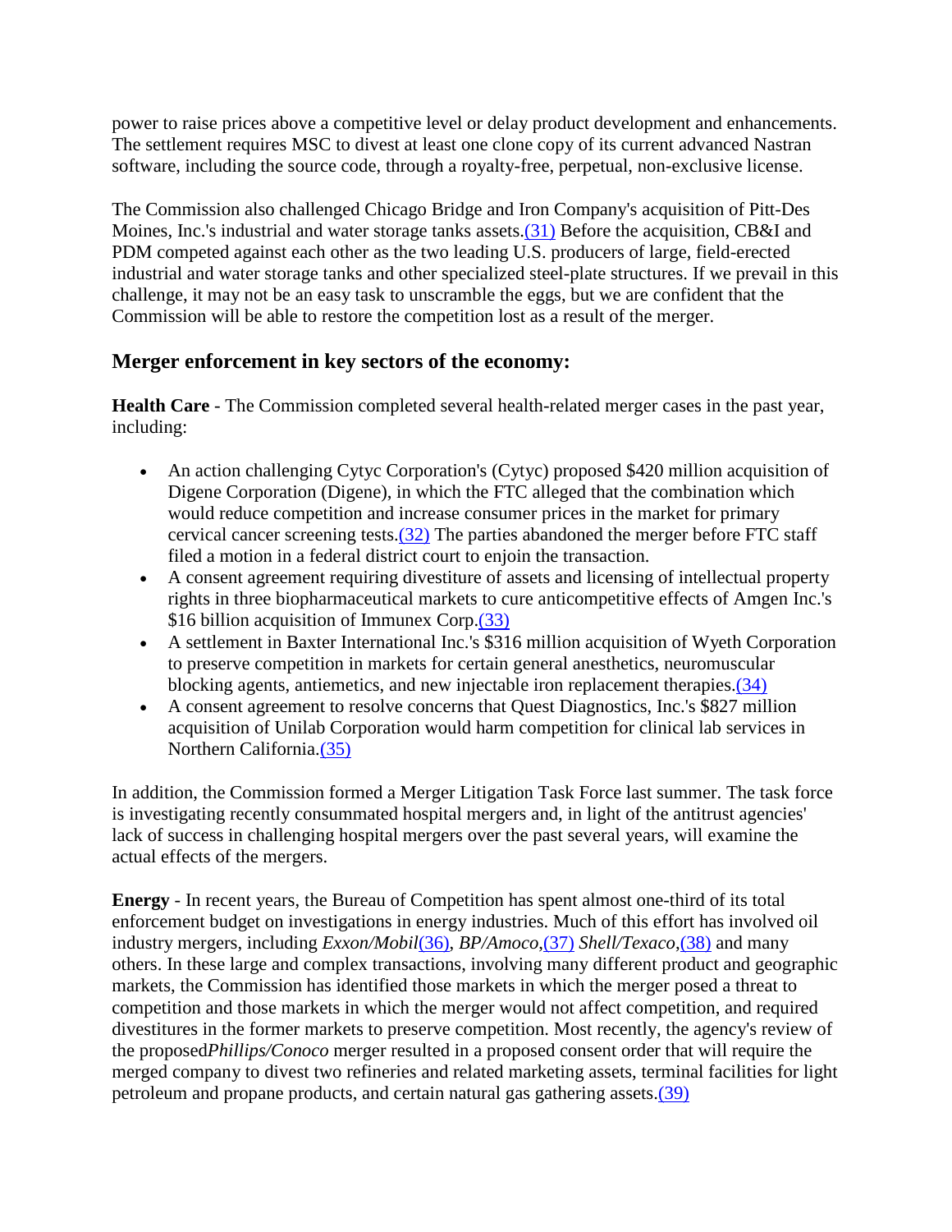power to raise prices above a competitive level or delay product development and enhancements. The settlement requires MSC to divest at least one clone copy of its current advanced Nastran software, including the source code, through a royalty-free, perpetual, non-exclusive license.

The Commission also challenged Chicago Bridge and Iron Company's acquisition of Pitt-Des Moines, Inc.'s industrial and water storage tanks assets.(31) Before the acquisition, CB&I and PDM competed against each other as the two leading U.S. producers of large, field-erected industrial and water storage tanks and other specialized steel-plate structures. If we prevail in this challenge, it may not be an easy task to unscramble the eggs, but we are confident that the Commission will be able to restore the competition lost as a result of the merger.

## Merger enforcement in key sectors of the economy:

**Health Care** - The Commission completed several health-related merger cases in the past year, including:

- An action challenging Cytyc Corporation's (Cytyc) proposed $420 million acquisition of Digene Corporation (Digene), in which the FTC alleged that the combination which would reduce competition and increase consumer prices in the market for primary cervical cancer screening tests.(32) The parties abandoned the merger before FTC staff filed a motion in a federal district court to enjoin the transaction.
- A consent agreement requiring divestiture of assets and licensing of intellectual property rights in three biopharmaceutical markets to cure anticompetitive effects of Amgen Inc.'s $16 billion acquisition of Immunex Corp.(33)
- A settlement in Baxter International Inc.'s $316 million acquisition of Wyeth Corporation to preserve competition in markets for certain general anesthetics, neuromuscular blocking agents, antiemetics, and new injectable iron replacement therapies.(34)
- A consent agreement to resolve concerns that Quest Diagnostics, Inc.'s $827 million acquisition of Unilab Corporation would harm competition for clinical lab services in Northern California.(35)

In addition, the Commission formed a Merger Litigation Task Force last summer. The task force is investigating recently consummated hospital mergers and, in light of the antitrust agencies' lack of success in challenging hospital mergers over the past several years, will examine the actual effects of the mergers.

**Energy** - In recent years, the Bureau of Competition has spent almost one-third of its total enforcement budget on investigations in energy industries. Much of this effort has involved oil industry mergers, including *Exxon/Mobil*(36), *BP/Amoco*,(37) *Shell/Texaco*,(38) and many others. In these large and complex transactions, involving many different product and geographic markets, the Commission has identified those markets in which the merger posed a threat to competition and those markets in which the merger would not affect competition, and required divestitures in the former markets to preserve competition. Most recently, the agency's review of the proposed *Phillips/Conoco* merger resulted in a proposed consent order that will require the merged company to divest two refineries and related marketing assets, terminal facilities for light petroleum and propane products, and certain natural gas gathering assets.(39)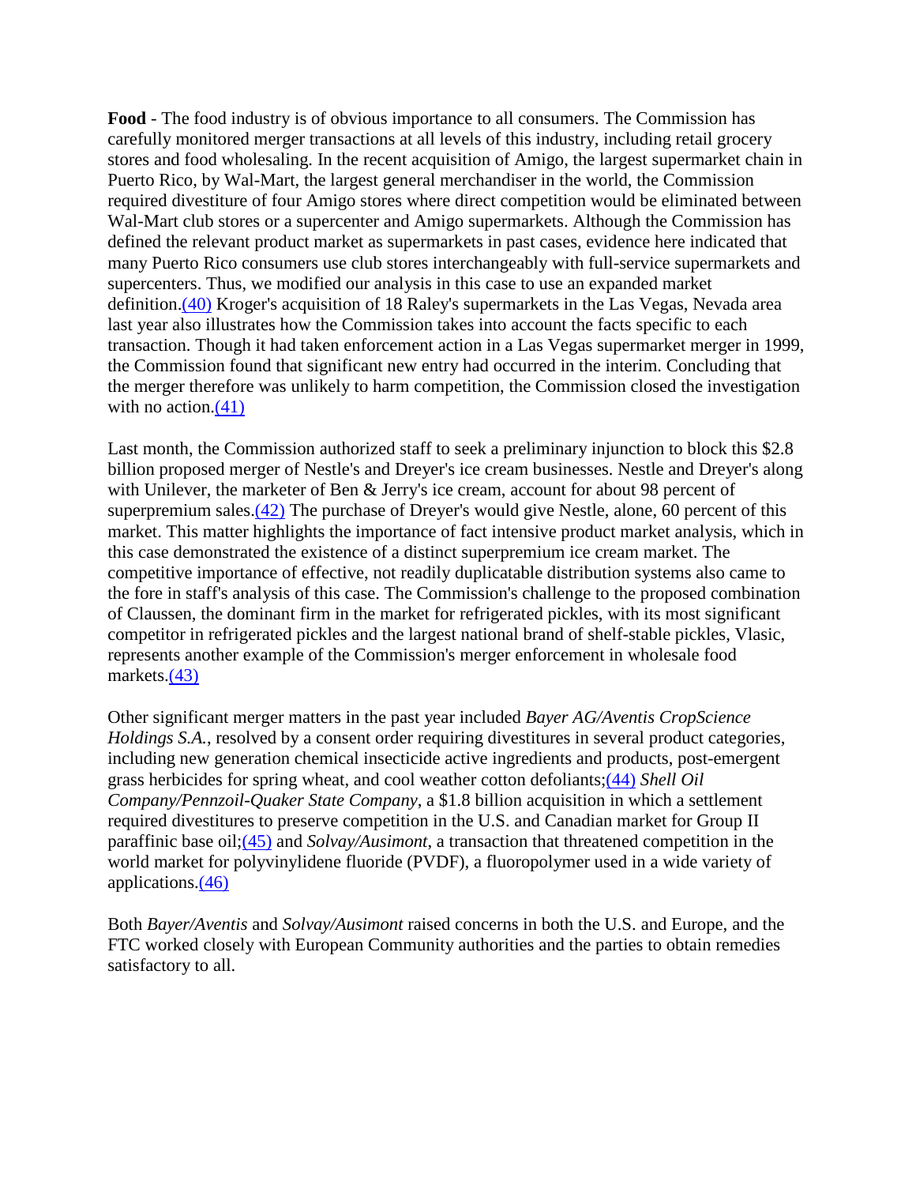**Food** - The food industry is of obvious importance to all consumers. The Commission has carefully monitored merger transactions at all levels of this industry, including retail grocery stores and food wholesaling. In the recent acquisition of Amigo, the largest supermarket chain in Puerto Rico, by Wal-Mart, the largest general merchandiser in the world, the Commission required divestiture of four Amigo stores where direct competition would be eliminated between Wal-Mart club stores or a supercenter and Amigo supermarkets. Although the Commission has defined the relevant product market as supermarkets in past cases, evidence here indicated that many Puerto Rico consumers use club stores interchangeably with full-service supermarkets and supercenters. Thus, we modified our analysis in this case to use an expanded market definition.(40) Kroger's acquisition of 18 Raley's supermarkets in the Las Vegas, Nevada area last year also illustrates how the Commission takes into account the facts specific to each transaction. Though it had taken enforcement action in a Las Vegas supermarket merger in 1999, the Commission found that significant new entry had occurred in the interim. Concluding that the merger therefore was unlikely to harm competition, the Commission closed the investigation with no action.(41)

Last month, the Commission authorized staff to seek a preliminary injunction to block this $2.8 billion proposed merger of Nestle's and Dreyer's ice cream businesses. Nestle and Dreyer's along with Unilever, the marketer of Ben & Jerry's ice cream, account for about 98 percent of superpremium sales.(42) The purchase of Dreyer's would give Nestle, alone, 60 percent of this market. This matter highlights the importance of fact intensive product market analysis, which in this case demonstrated the existence of a distinct superpremium ice cream market. The competitive importance of effective, not readily duplicatable distribution systems also came to the fore in staff's analysis of this case. The Commission's challenge to the proposed combination of Claussen, the dominant firm in the market for refrigerated pickles, with its most significant competitor in refrigerated pickles and the largest national brand of shelf-stable pickles, Vlasic, represents another example of the Commission's merger enforcement in wholesale food markets.(43)

Other significant merger matters in the past year included *Bayer AG/Aventis CropScience Holdings S.A.*, resolved by a consent order requiring divestitures in several product categories, including new generation chemical insecticide active ingredients and products, post-emergent grass herbicides for spring wheat, and cool weather cotton defoliants;(44) *Shell Oil Company/Pennzoil-Quaker State Company*, a $1.8 billion acquisition in which a settlement required divestitures to preserve competition in the U.S. and Canadian market for Group II paraffinic base oil;(45) and *Solvay/Ausimont*, a transaction that threatened competition in the world market for polyvinylidene fluoride (PVDF), a fluoropolymer used in a wide variety of applications.(46)

Both *Bayer/Aventis* and *Solvay/Ausimont* raised concerns in both the U.S. and Europe, and the FTC worked closely with European Community authorities and the parties to obtain remedies satisfactory to all.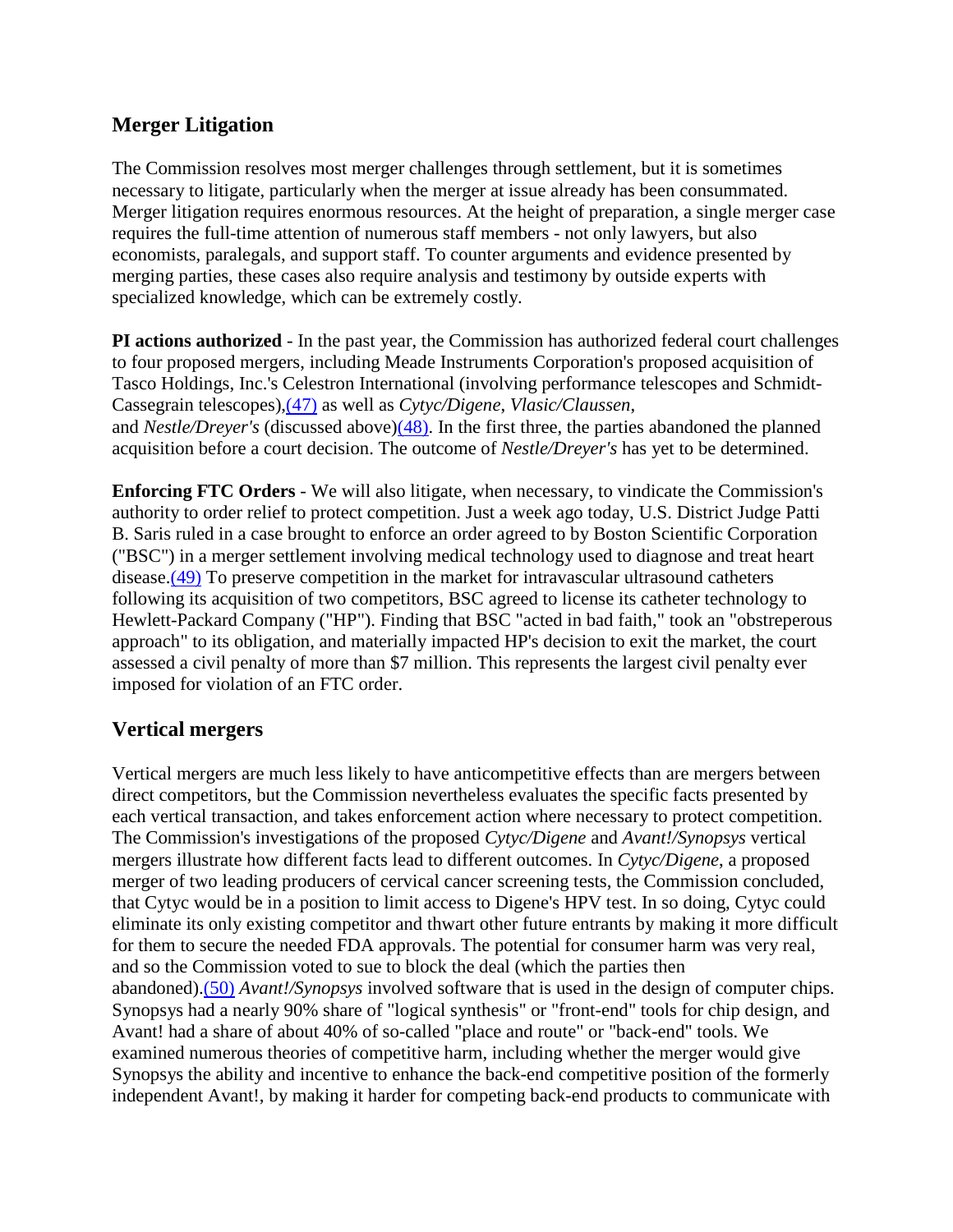## Merger Litigation

The Commission resolves most merger challenges through settlement, but it is sometimes necessary to litigate, particularly when the merger at issue already has been consummated. Merger litigation requires enormous resources. At the height of preparation, a single merger case requires the full-time attention of numerous staff members - not only lawyers, but also economists, paralegals, and support staff. To counter arguments and evidence presented by merging parties, these cases also require analysis and testimony by outside experts with specialized knowledge, which can be extremely costly.

**PI actions authorized** - In the past year, the Commission has authorized federal court challenges to four proposed mergers, including Meade Instruments Corporation's proposed acquisition of Tasco Holdings, Inc.'s Celestron International (involving performance telescopes and Schmidt-Cassegrain telescopes),(47) as well as *Cytyc/Digene*, *Vlasic/Claussen*, and *Nestle/Dreyer's* (discussed above)(48). In the first three, the parties abandoned the planned acquisition before a court decision. The outcome of *Nestle/Dreyer's* has yet to be determined.

**Enforcing FTC Orders** - We will also litigate, when necessary, to vindicate the Commission's authority to order relief to protect competition. Just a week ago today, U.S. District Judge Patti B. Saris ruled in a case brought to enforce an order agreed to by Boston Scientific Corporation ("BSC") in a merger settlement involving medical technology used to diagnose and treat heart disease.(49) To preserve competition in the market for intravascular ultrasound catheters following its acquisition of two competitors, BSC agreed to license its catheter technology to Hewlett-Packard Company ("HP"). Finding that BSC "acted in bad faith," took an "obstreperous approach" to its obligation, and materially impacted HP's decision to exit the market, the court assessed a civil penalty of more than $7 million. This represents the largest civil penalty ever imposed for violation of an FTC order.

## Vertical mergers

Vertical mergers are much less likely to have anticompetitive effects than are mergers between direct competitors, but the Commission nevertheless evaluates the specific facts presented by each vertical transaction, and takes enforcement action where necessary to protect competition. The Commission's investigations of the proposed *Cytyc/Digene* and *Avant!/Synopsys* vertical mergers illustrate how different facts lead to different outcomes. In *Cytyc/Digene*, a proposed merger of two leading producers of cervical cancer screening tests, the Commission concluded, that Cytyc would be in a position to limit access to Digene's HPV test. In so doing, Cytyc could eliminate its only existing competitor and thwart other future entrants by making it more difficult for them to secure the needed FDA approvals. The potential for consumer harm was very real, and so the Commission voted to sue to block the deal (which the parties then abandoned).(50) *Avant!/Synopsys* involved software that is used in the design of computer chips. Synopsys had a nearly 90% share of "logical synthesis" or "front-end" tools for chip design, and Avant! had a share of about 40% of so-called "place and route" or "back-end" tools. We examined numerous theories of competitive harm, including whether the merger would give Synopsys the ability and incentive to enhance the back-end competitive position of the formerly independent Avant!, by making it harder for competing back-end products to communicate with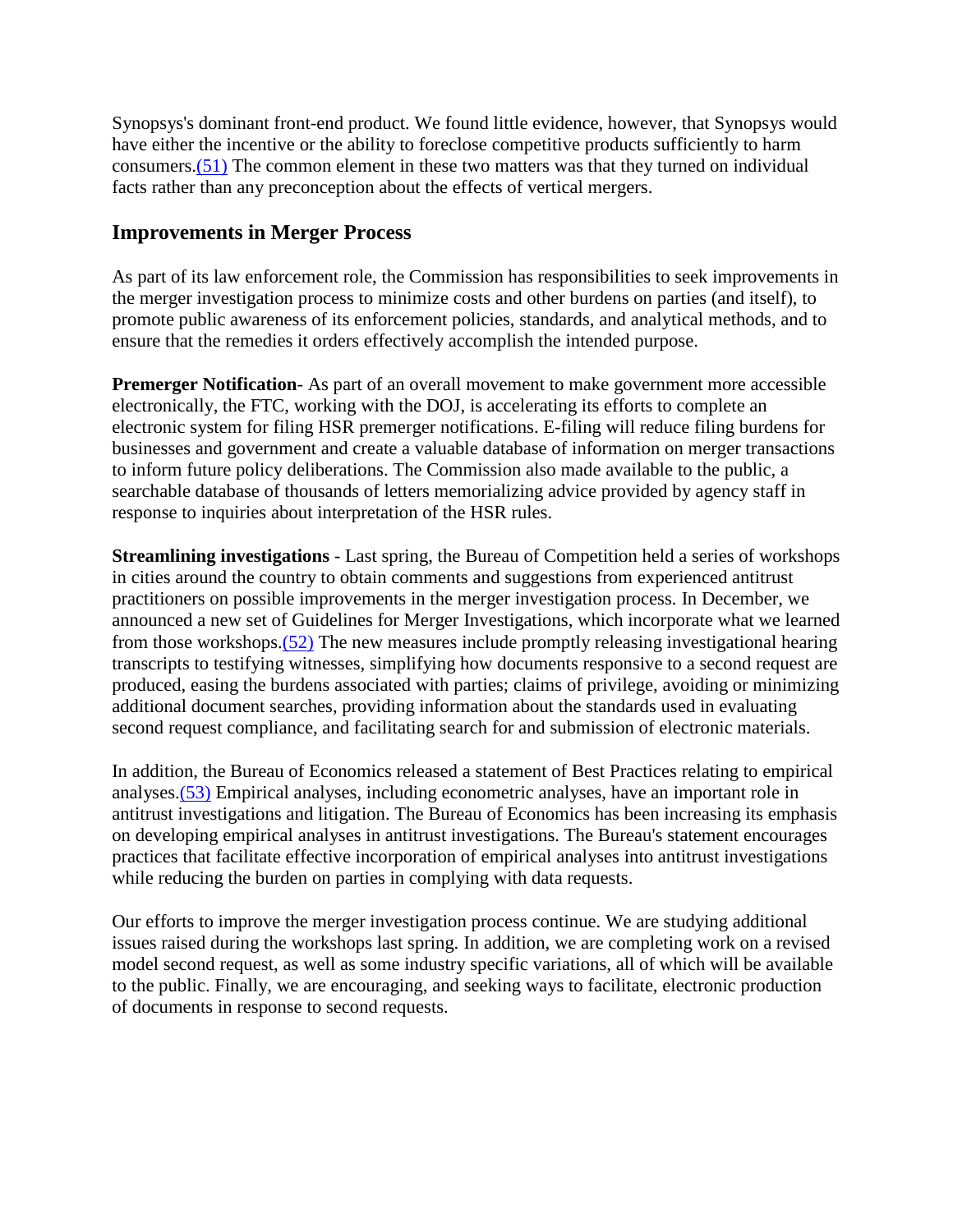Synopsys's dominant front-end product. We found little evidence, however, that Synopsys would have either the incentive or the ability to foreclose competitive products sufficiently to harm consumers.(51) The common element in these two matters was that they turned on individual facts rather than any preconception about the effects of vertical mergers.

## Improvements in Merger Process

As part of its law enforcement role, the Commission has responsibilities to seek improvements in the merger investigation process to minimize costs and other burdens on parties (and itself), to promote public awareness of its enforcement policies, standards, and analytical methods, and to ensure that the remedies it orders effectively accomplish the intended purpose.

**Premerger Notification**- As part of an overall movement to make government more accessible electronically, the FTC, working with the DOJ, is accelerating its efforts to complete an electronic system for filing HSR premerger notifications. E-filing will reduce filing burdens for businesses and government and create a valuable database of information on merger transactions to inform future policy deliberations. The Commission also made available to the public, a searchable database of thousands of letters memorializing advice provided by agency staff in response to inquiries about interpretation of the HSR rules.

**Streamlining investigations** - Last spring, the Bureau of Competition held a series of workshops in cities around the country to obtain comments and suggestions from experienced antitrust practitioners on possible improvements in the merger investigation process. In December, we announced a new set of Guidelines for Merger Investigations, which incorporate what we learned from those workshops.(52) The new measures include promptly releasing investigational hearing transcripts to testifying witnesses, simplifying how documents responsive to a second request are produced, easing the burdens associated with parties; claims of privilege, avoiding or minimizing additional document searches, providing information about the standards used in evaluating second request compliance, and facilitating search for and submission of electronic materials.

In addition, the Bureau of Economics released a statement of Best Practices relating to empirical analyses.(53) Empirical analyses, including econometric analyses, have an important role in antitrust investigations and litigation. The Bureau of Economics has been increasing its emphasis on developing empirical analyses in antitrust investigations. The Bureau's statement encourages practices that facilitate effective incorporation of empirical analyses into antitrust investigations while reducing the burden on parties in complying with data requests.

Our efforts to improve the merger investigation process continue. We are studying additional issues raised during the workshops last spring. In addition, we are completing work on a revised model second request, as well as some industry specific variations, all of which will be available to the public. Finally, we are encouraging, and seeking ways to facilitate, electronic production of documents in response to second requests.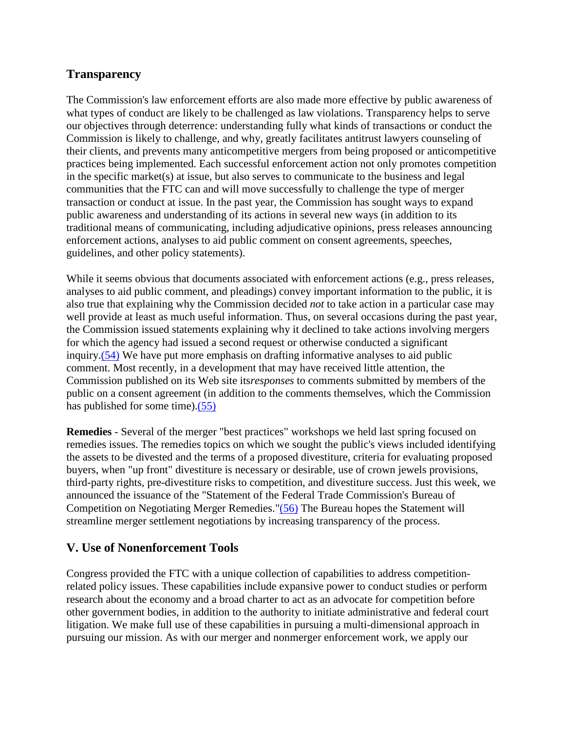### Transparency

The Commission's law enforcement efforts are also made more effective by public awareness of what types of conduct are likely to be challenged as law violations. Transparency helps to serve our objectives through deterrence: understanding fully what kinds of transactions or conduct the Commission is likely to challenge, and why, greatly facilitates antitrust lawyers counseling of their clients, and prevents many anticompetitive mergers from being proposed or anticompetitive practices being implemented. Each successful enforcement action not only promotes competition in the specific market(s) at issue, but also serves to communicate to the business and legal communities that the FTC can and will move successfully to challenge the type of merger transaction or conduct at issue. In the past year, the Commission has sought ways to expand public awareness and understanding of its actions in several new ways (in addition to its traditional means of communicating, including adjudicative opinions, press releases announcing enforcement actions, analyses to aid public comment on consent agreements, speeches, guidelines, and other policy statements).

While it seems obvious that documents associated with enforcement actions (e.g., press releases, analyses to aid public comment, and pleadings) convey important information to the public, it is also true that explaining why the Commission decided *not* to take action in a particular case may well provide at least as much useful information. Thus, on several occasions during the past year, the Commission issued statements explaining why it declined to take actions involving mergers for which the agency had issued a second request or otherwise conducted a significant inquiry.(54) We have put more emphasis on drafting informative analyses to aid public comment. Most recently, in a development that may have received little attention, the Commission published on its Web site its *responses* to comments submitted by members of the public on a consent agreement (in addition to the comments themselves, which the Commission has published for some time).(55)

**Remedies** - Several of the merger "best practices" workshops we held last spring focused on remedies issues. The remedies topics on which we sought the public's views included identifying the assets to be divested and the terms of a proposed divestiture, criteria for evaluating proposed buyers, when "up front" divestiture is necessary or desirable, use of crown jewels provisions, third-party rights, pre-divestiture risks to competition, and divestiture success. Just this week, we announced the issuance of the "Statement of the Federal Trade Commission's Bureau of Competition on Negotiating Merger Remedies."(56) The Bureau hopes the Statement will streamline merger settlement negotiations by increasing transparency of the process.

## V. Use of Nonenforcement Tools

Congress provided the FTC with a unique collection of capabilities to address competition-related policy issues. These capabilities include expansive power to conduct studies or perform research about the economy and a broad charter to act as an advocate for competition before other government bodies, in addition to the authority to initiate administrative and federal court litigation. We make full use of these capabilities in pursuing a multi-dimensional approach in pursuing our mission. As with our merger and nonmerger enforcement work, we apply our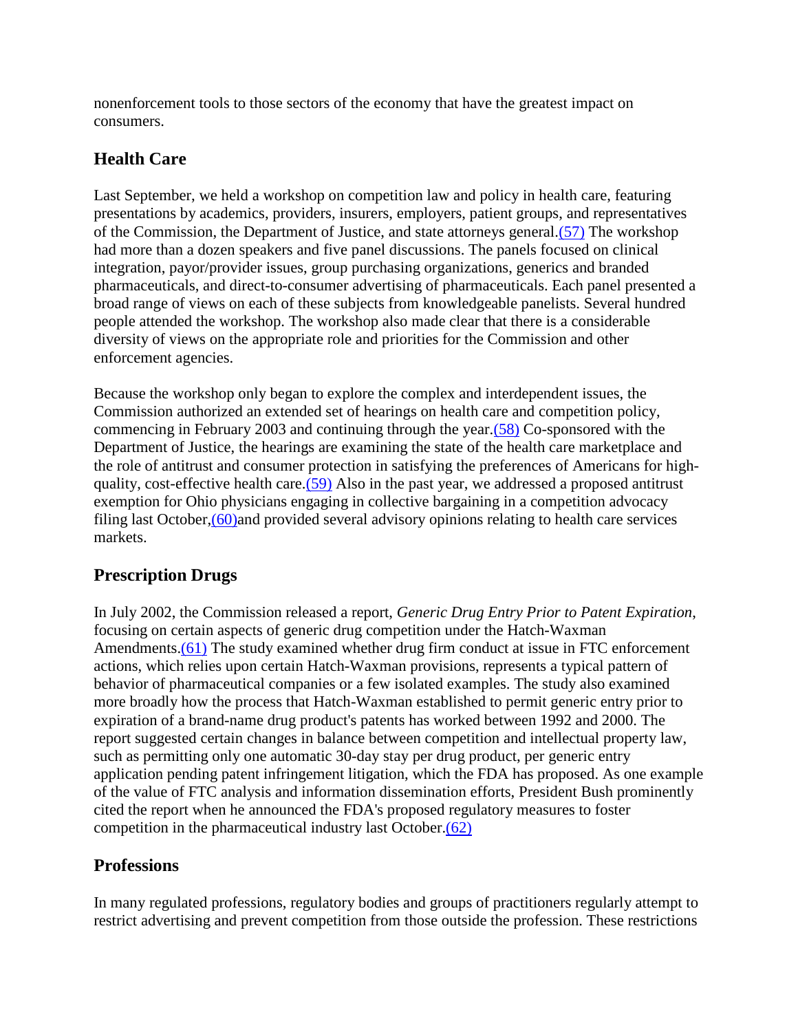nonenforcement tools to those sectors of the economy that have the greatest impact on consumers.

## Health Care

Last September, we held a workshop on competition law and policy in health care, featuring presentations by academics, providers, insurers, employers, patient groups, and representatives of the Commission, the Department of Justice, and state attorneys general.(57) The workshop had more than a dozen speakers and five panel discussions. The panels focused on clinical integration, payor/provider issues, group purchasing organizations, generics and branded pharmaceuticals, and direct-to-consumer advertising of pharmaceuticals. Each panel presented a broad range of views on each of these subjects from knowledgeable panelists. Several hundred people attended the workshop. The workshop also made clear that there is a considerable diversity of views on the appropriate role and priorities for the Commission and other enforcement agencies.

Because the workshop only began to explore the complex and interdependent issues, the Commission authorized an extended set of hearings on health care and competition policy, commencing in February 2003 and continuing through the year.(58) Co-sponsored with the Department of Justice, the hearings are examining the state of the health care marketplace and the role of antitrust and consumer protection in satisfying the preferences of Americans for high-quality, cost-effective health care.(59) Also in the past year, we addressed a proposed antitrust exemption for Ohio physicians engaging in collective bargaining in a competition advocacy filing last October,(60)and provided several advisory opinions relating to health care services markets.

## Prescription Drugs

In July 2002, the Commission released a report, *Generic Drug Entry Prior to Patent Expiration*, focusing on certain aspects of generic drug competition under the Hatch-Waxman Amendments.(61) The study examined whether drug firm conduct at issue in FTC enforcement actions, which relies upon certain Hatch-Waxman provisions, represents a typical pattern of behavior of pharmaceutical companies or a few isolated examples. The study also examined more broadly how the process that Hatch-Waxman established to permit generic entry prior to expiration of a brand-name drug product's patents has worked between 1992 and 2000. The report suggested certain changes in balance between competition and intellectual property law, such as permitting only one automatic 30-day stay per drug product, per generic entry application pending patent infringement litigation, which the FDA has proposed. As one example of the value of FTC analysis and information dissemination efforts, President Bush prominently cited the report when he announced the FDA's proposed regulatory measures to foster competition in the pharmaceutical industry last October.(62)

## Professions

In many regulated professions, regulatory bodies and groups of practitioners regularly attempt to restrict advertising and prevent competition from those outside the profession. These restrictions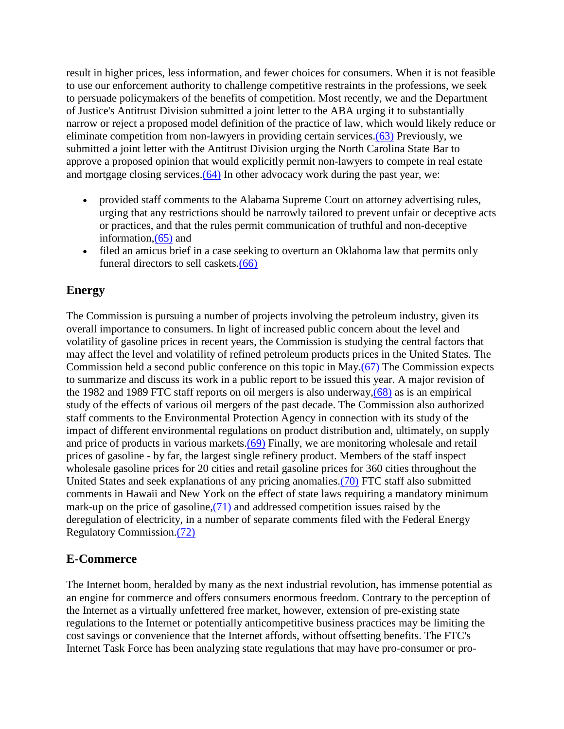result in higher prices, less information, and fewer choices for consumers. When it is not feasible to use our enforcement authority to challenge competitive restraints in the professions, we seek to persuade policymakers of the benefits of competition. Most recently, we and the Department of Justice's Antitrust Division submitted a joint letter to the ABA urging it to substantially narrow or reject a proposed model definition of the practice of law, which would likely reduce or eliminate competition from non-lawyers in providing certain services.(63) Previously, we submitted a joint letter with the Antitrust Division urging the North Carolina State Bar to approve a proposed opinion that would explicitly permit non-lawyers to compete in real estate and mortgage closing services.(64) In other advocacy work during the past year, we:

- provided staff comments to the Alabama Supreme Court on attorney advertising rules, urging that any restrictions should be narrowly tailored to prevent unfair or deceptive acts or practices, and that the rules permit communication of truthful and non-deceptive information,(65) and
- filed an amicus brief in a case seeking to overturn an Oklahoma law that permits only funeral directors to sell caskets.(66)

## Energy

The Commission is pursuing a number of projects involving the petroleum industry, given its overall importance to consumers. In light of increased public concern about the level and volatility of gasoline prices in recent years, the Commission is studying the central factors that may affect the level and volatility of refined petroleum products prices in the United States. The Commission held a second public conference on this topic in May.(67) The Commission expects to summarize and discuss its work in a public report to be issued this year. A major revision of the 1982 and 1989 FTC staff reports on oil mergers is also underway,(68) as is an empirical study of the effects of various oil mergers of the past decade. The Commission also authorized staff comments to the Environmental Protection Agency in connection with its study of the impact of different environmental regulations on product distribution and, ultimately, on supply and price of products in various markets.(69) Finally, we are monitoring wholesale and retail prices of gasoline - by far, the largest single refinery product. Members of the staff inspect wholesale gasoline prices for 20 cities and retail gasoline prices for 360 cities throughout the United States and seek explanations of any pricing anomalies.(70) FTC staff also submitted comments in Hawaii and New York on the effect of state laws requiring a mandatory minimum mark-up on the price of gasoline,(71) and addressed competition issues raised by the deregulation of electricity, in a number of separate comments filed with the Federal Energy Regulatory Commission.(72)

## E-Commerce

The Internet boom, heralded by many as the next industrial revolution, has immense potential as an engine for commerce and offers consumers enormous freedom. Contrary to the perception of the Internet as a virtually unfettered free market, however, extension of pre-existing state regulations to the Internet or potentially anticompetitive business practices may be limiting the cost savings or convenience that the Internet affords, without offsetting benefits. The FTC's Internet Task Force has been analyzing state regulations that may have pro-consumer or pro-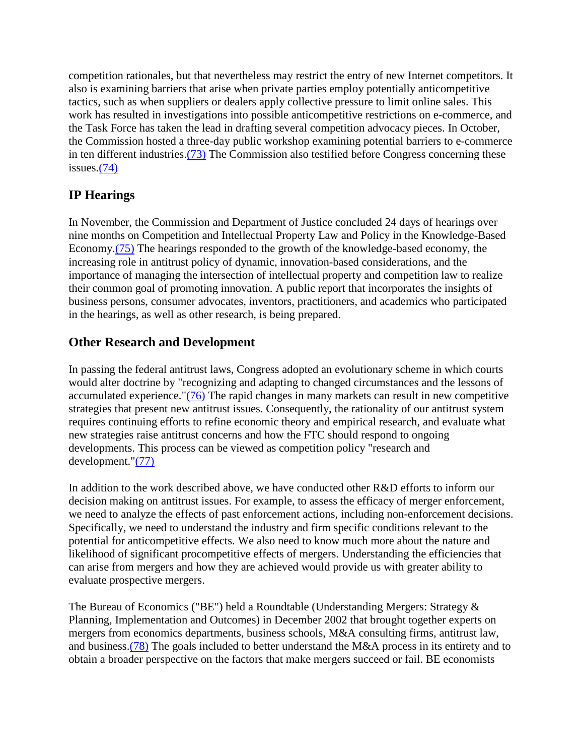competition rationales, but that nevertheless may restrict the entry of new Internet competitors. It also is examining barriers that arise when private parties employ potentially anticompetitive tactics, such as when suppliers or dealers apply collective pressure to limit online sales. This work has resulted in investigations into possible anticompetitive restrictions on e-commerce, and the Task Force has taken the lead in drafting several competition advocacy pieces. In October, the Commission hosted a three-day public workshop examining potential barriers to e-commerce in ten different industries.(73) The Commission also testified before Congress concerning these issues.(74)

## IP Hearings

In November, the Commission and Department of Justice concluded 24 days of hearings over nine months on Competition and Intellectual Property Law and Policy in the Knowledge-Based Economy.(75) The hearings responded to the growth of the knowledge-based economy, the increasing role in antitrust policy of dynamic, innovation-based considerations, and the importance of managing the intersection of intellectual property and competition law to realize their common goal of promoting innovation. A public report that incorporates the insights of business persons, consumer advocates, inventors, practitioners, and academics who participated in the hearings, as well as other research, is being prepared.

## Other Research and Development

In passing the federal antitrust laws, Congress adopted an evolutionary scheme in which courts would alter doctrine by "recognizing and adapting to changed circumstances and the lessons of accumulated experience."(76) The rapid changes in many markets can result in new competitive strategies that present new antitrust issues. Consequently, the rationality of our antitrust system requires continuing efforts to refine economic theory and empirical research, and evaluate what new strategies raise antitrust concerns and how the FTC should respond to ongoing developments. This process can be viewed as competition policy "research and development."(77)

In addition to the work described above, we have conducted other R&D efforts to inform our decision making on antitrust issues. For example, to assess the efficacy of merger enforcement, we need to analyze the effects of past enforcement actions, including non-enforcement decisions. Specifically, we need to understand the industry and firm specific conditions relevant to the potential for anticompetitive effects. We also need to know much more about the nature and likelihood of significant procompetitive effects of mergers. Understanding the efficiencies that can arise from mergers and how they are achieved would provide us with greater ability to evaluate prospective mergers.

The Bureau of Economics ("BE") held a Roundtable (Understanding Mergers: Strategy & Planning, Implementation and Outcomes) in December 2002 that brought together experts on mergers from economics departments, business schools, M&A consulting firms, antitrust law, and business.(78) The goals included to better understand the M&A process in its entirety and to obtain a broader perspective on the factors that make mergers succeed or fail. BE economists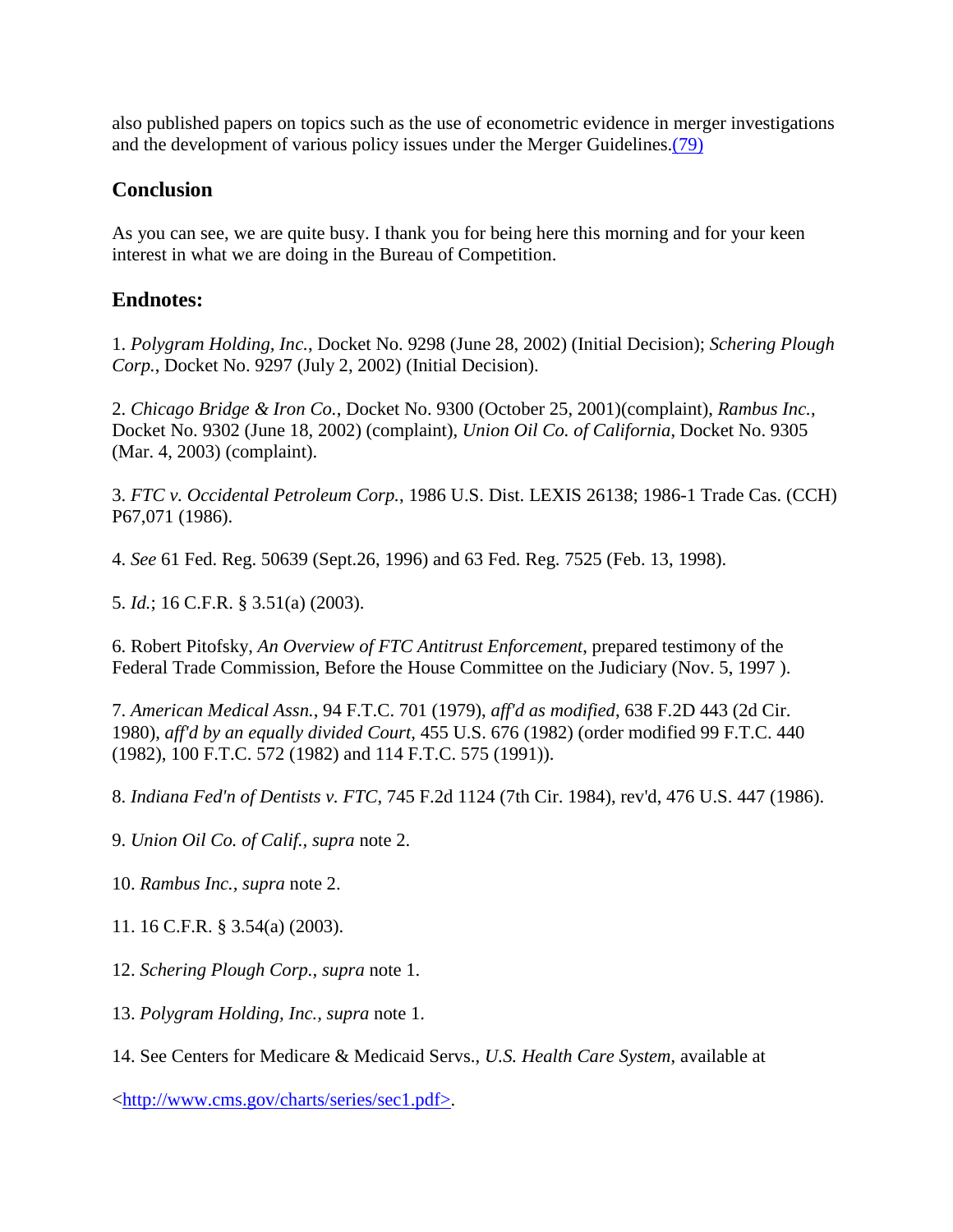also published papers on topics such as the use of econometric evidence in merger investigations and the development of various policy issues under the Merger Guidelines.(79)

## Conclusion

As you can see, we are quite busy. I thank you for being here this morning and for your keen interest in what we are doing in the Bureau of Competition.

## Endnotes:

1. *Polygram Holding, Inc.*, Docket No. 9298 (June 28, 2002) (Initial Decision); *Schering Plough Corp.*, Docket No. 9297 (July 2, 2002) (Initial Decision).

2. *Chicago Bridge & Iron Co.*, Docket No. 9300 (October 25, 2001)(complaint), *Rambus Inc.*, Docket No. 9302 (June 18, 2002) (complaint), *Union Oil Co. of California*, Docket No. 9305 (Mar. 4, 2003) (complaint).

3. *FTC v. Occidental Petroleum Corp.*, 1986 U.S. Dist. LEXIS 26138; 1986-1 Trade Cas. (CCH) P67,071 (1986).

4. *See* 61 Fed. Reg. 50639 (Sept.26, 1996) and 63 Fed. Reg. 7525 (Feb. 13, 1998).

5. *Id.*; 16 C.F.R. § 3.51(a) (2003).

6. Robert Pitofsky, *An Overview of FTC Antitrust Enforcement*, prepared testimony of the Federal Trade Commission, Before the House Committee on the Judiciary (Nov. 5, 1997 ).

7. *American Medical Assn.*, 94 F.T.C. 701 (1979), *aff'd as modified*, 638 F.2D 443 (2d Cir. 1980), *aff'd by an equally divided Court*, 455 U.S. 676 (1982) (order modified 99 F.T.C. 440 (1982), 100 F.T.C. 572 (1982) and 114 F.T.C. 575 (1991)).

8. *Indiana Fed'n of Dentists v. FTC*, 745 F.2d 1124 (7th Cir. 1984), rev'd, 476 U.S. 447 (1986).

9. *Union Oil Co. of Calif., supra* note 2.

10. *Rambus Inc., supra* note 2.

11. 16 C.F.R. § 3.54(a) (2003).

12. *Schering Plough Corp., supra* note 1.

13. *Polygram Holding, Inc., supra* note 1.

14. See Centers for Medicare & Medicaid Servs., *U.S. Health Care System*, available at

<http://www.cms.gov/charts/series/sec1.pdf>.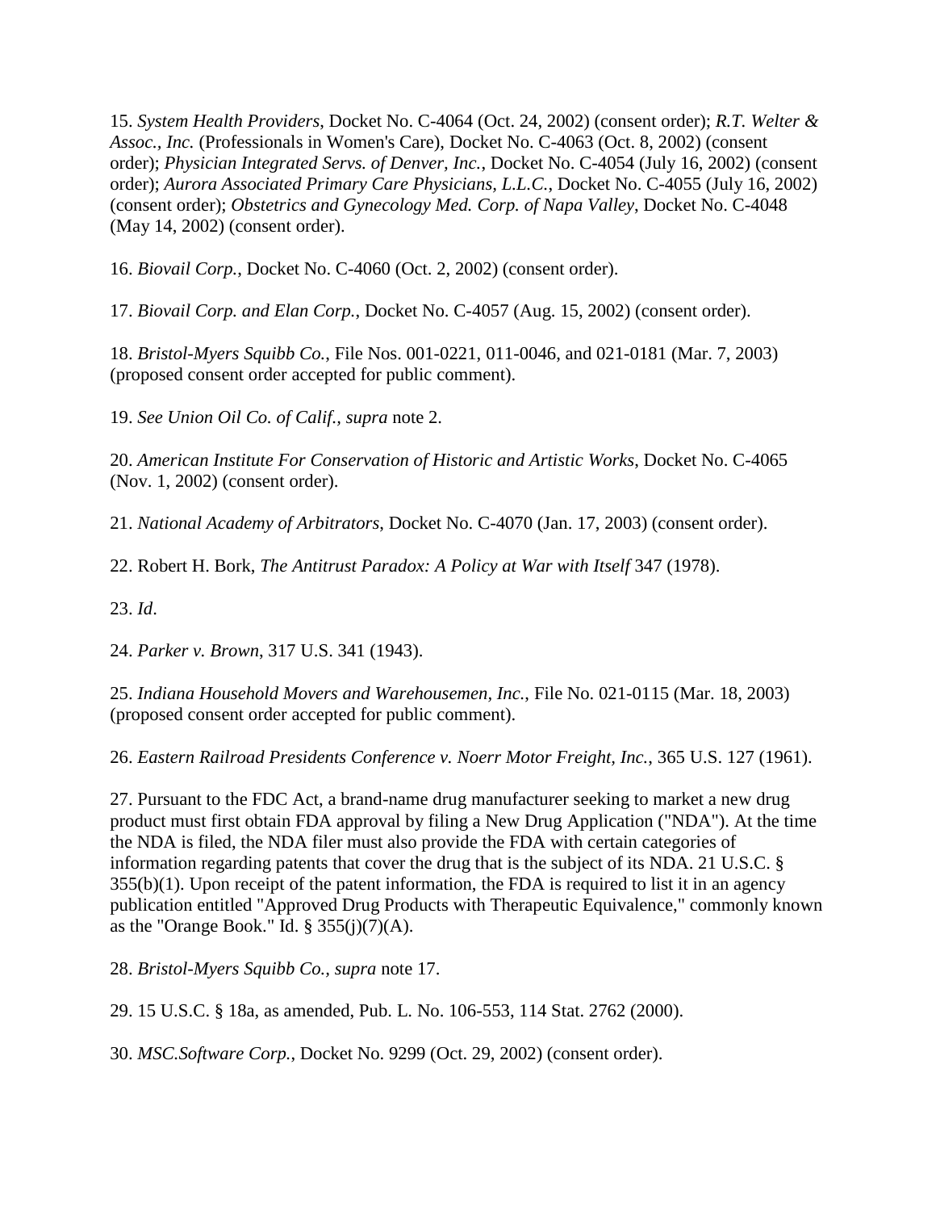15. *System Health Providers*, Docket No. C-4064 (Oct. 24, 2002) (consent order); *R.T. Welter & Assoc., Inc.* (Professionals in Women's Care), Docket No. C-4063 (Oct. 8, 2002) (consent order); *Physician Integrated Servs. of Denver, Inc.*, Docket No. C-4054 (July 16, 2002) (consent order); *Aurora Associated Primary Care Physicians, L.L.C.*, Docket No. C-4055 (July 16, 2002) (consent order); *Obstetrics and Gynecology Med. Corp. of Napa Valley*, Docket No. C-4048 (May 14, 2002) (consent order).

16. *Biovail Corp.*, Docket No. C-4060 (Oct. 2, 2002) (consent order).

17. *Biovail Corp. and Elan Corp.*, Docket No. C-4057 (Aug. 15, 2002) (consent order).

18. *Bristol-Myers Squibb Co.*, File Nos. 001-0221, 011-0046, and 021-0181 (Mar. 7, 2003) (proposed consent order accepted for public comment).

19. *See Union Oil Co. of Calif.*, *supra* note 2.

20. *American Institute For Conservation of Historic and Artistic Works*, Docket No. C-4065 (Nov. 1, 2002) (consent order).

21. *National Academy of Arbitrators*, Docket No. C-4070 (Jan. 17, 2003) (consent order).

22. Robert H. Bork, *The Antitrust Paradox: A Policy at War with Itself* 347 (1978).

23. *Id*.

24. *Parker v. Brown*, 317 U.S. 341 (1943).

25. *Indiana Household Movers and Warehousemen, Inc.*, File No. 021-0115 (Mar. 18, 2003) (proposed consent order accepted for public comment).

26. *Eastern Railroad Presidents Conference v. Noerr Motor Freight, Inc.*, 365 U.S. 127 (1961).

27. Pursuant to the FDC Act, a brand-name drug manufacturer seeking to market a new drug product must first obtain FDA approval by filing a New Drug Application ("NDA"). At the time the NDA is filed, the NDA filer must also provide the FDA with certain categories of information regarding patents that cover the drug that is the subject of its NDA. 21 U.S.C. § 355(b)(1). Upon receipt of the patent information, the FDA is required to list it in an agency publication entitled "Approved Drug Products with Therapeutic Equivalence," commonly known as the "Orange Book." Id. § 355(j)(7)(A).

28. *Bristol-Myers Squibb Co.*, *supra* note 17.

29. 15 U.S.C. § 18a, as amended, Pub. L. No. 106-553, 114 Stat. 2762 (2000).

30. *MSC.Software Corp.*, Docket No. 9299 (Oct. 29, 2002) (consent order).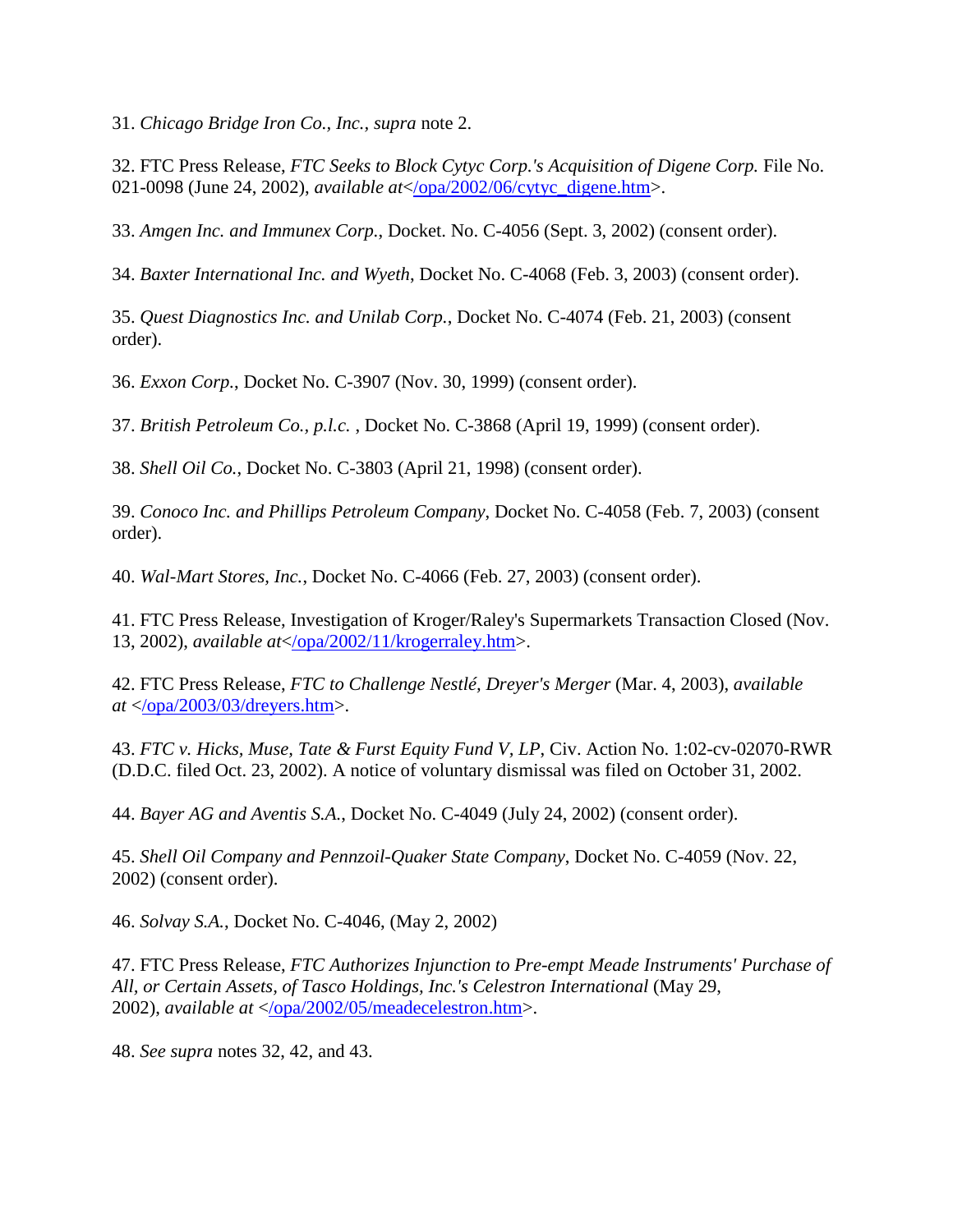31. *Chicago Bridge Iron Co., Inc., supra* note 2.

32. FTC Press Release, *FTC Seeks to Block Cytyc Corp.'s Acquisition of Digene Corp.* File No. 021-0098 (June 24, 2002), *available at*</opa/2002/06/cytyc_digene.htm>.

33. *Amgen Inc. and Immunex Corp.*, Docket. No. C-4056 (Sept. 3, 2002) (consent order).

34. *Baxter International Inc. and Wyeth*, Docket No. C-4068 (Feb. 3, 2003) (consent order).

35. *Quest Diagnostics Inc. and Unilab Corp.,* Docket No. C-4074 (Feb. 21, 2003) (consent order).

36. *Exxon Corp.*, Docket No. C-3907 (Nov. 30, 1999) (consent order).

37. *British Petroleum Co., p.l.c.* , Docket No. C-3868 (April 19, 1999) (consent order).

38. *Shell Oil Co.*, Docket No. C-3803 (April 21, 1998) (consent order).

39. *Conoco Inc. and Phillips Petroleum Company*, Docket No. C-4058 (Feb. 7, 2003) (consent order).

40. *Wal-Mart Stores, Inc.*, Docket No. C-4066 (Feb. 27, 2003) (consent order).

41. FTC Press Release, Investigation of Kroger/Raley's Supermarkets Transaction Closed (Nov. 13, 2002), *available at*</opa/2002/11/krogerraley.htm>.

42. FTC Press Release, *FTC to Challenge Nestlé, Dreyer's Merger* (Mar. 4, 2003), *available at* </opa/2003/03/dreyers.htm>.

43. *FTC v. Hicks, Muse, Tate & Furst Equity Fund V, LP*, Civ. Action No. 1:02-cv-02070-RWR (D.D.C. filed Oct. 23, 2002). A notice of voluntary dismissal was filed on October 31, 2002.

44. *Bayer AG and Aventis S.A.*, Docket No. C-4049 (July 24, 2002) (consent order).

45. *Shell Oil Company and Pennzoil-Quaker State Company*, Docket No. C-4059 (Nov. 22, 2002) (consent order).

46. *Solvay S.A.*, Docket No. C-4046, (May 2, 2002)

47. FTC Press Release, *FTC Authorizes Injunction to Pre-empt Meade Instruments' Purchase of All, or Certain Assets, of Tasco Holdings, Inc.'s Celestron International* (May 29, 2002), *available at* </opa/2002/05/meadecelestron.htm>.

48. *See supra* notes 32, 42, and 43.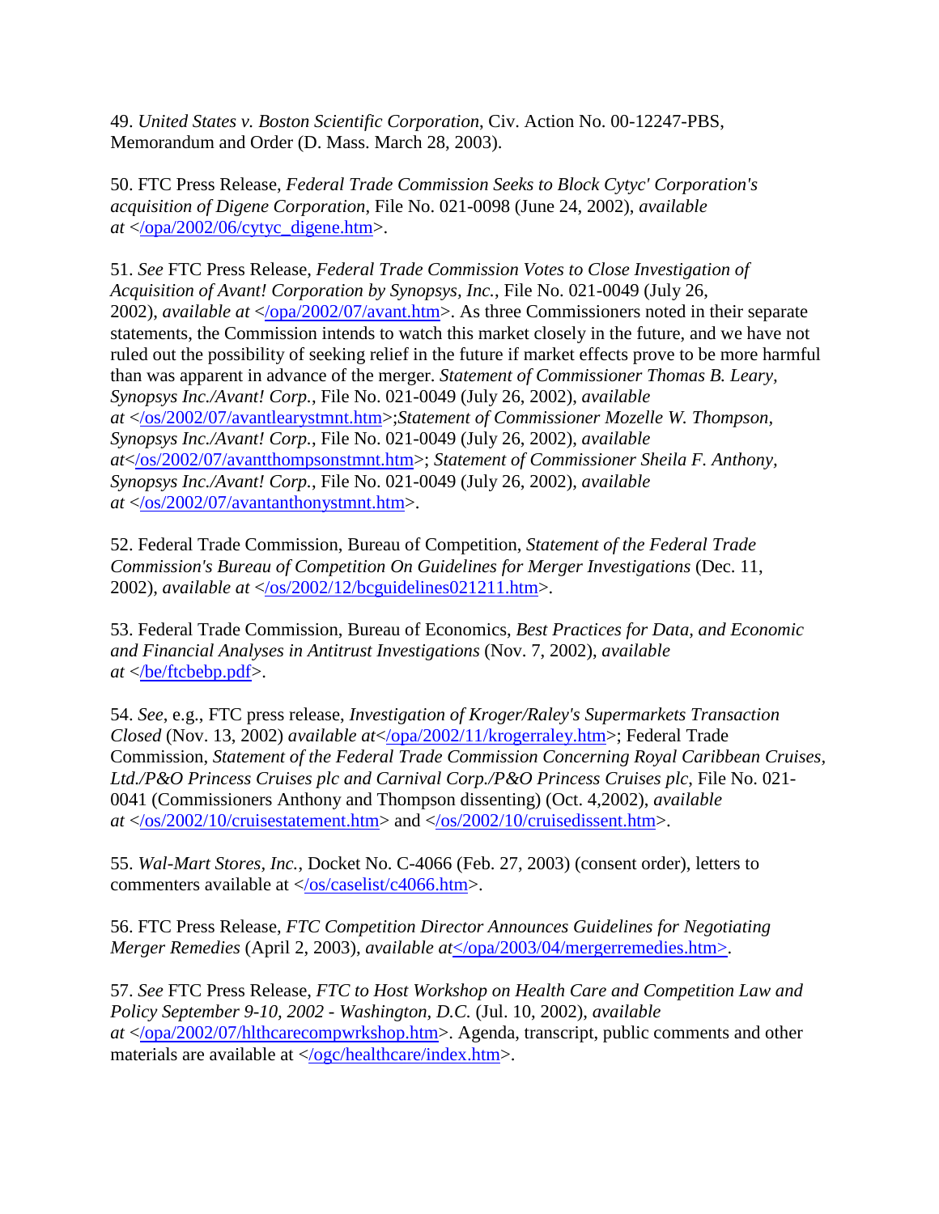49. *United States v. Boston Scientific Corporation*, Civ. Action No. 00-12247-PBS, Memorandum and Order (D. Mass. March 28, 2003).

50. FTC Press Release, *Federal Trade Commission Seeks to Block Cytyc' Corporation's acquisition of Digene Corporation*, File No. 021-0098 (June 24, 2002), *available at* </opa/2002/06/cytyc_digene.htm>.

51. *See* FTC Press Release, *Federal Trade Commission Votes to Close Investigation of Acquisition of Avant! Corporation by Synopsys, Inc.*, File No. 021-0049 (July 26, 2002), *available at* </opa/2002/07/avant.htm>. As three Commissioners noted in their separate statements, the Commission intends to watch this market closely in the future, and we have not ruled out the possibility of seeking relief in the future if market effects prove to be more harmful than was apparent in advance of the merger. *Statement of Commissioner Thomas B. Leary, Synopsys Inc./Avant! Corp.*, File No. 021-0049 (July 26, 2002), *available at* </os/2002/07/avantlearystmnt.htm>;*Statement of Commissioner Mozelle W. Thompson, Synopsys Inc./Avant! Corp.*, File No. 021-0049 (July 26, 2002), *available at*</os/2002/07/avantthompsonstmnt.htm>; *Statement of Commissioner Sheila F. Anthony, Synopsys Inc./Avant! Corp.*, File No. 021-0049 (July 26, 2002), *available at* </os/2002/07/avantanthonystmnt.htm>.

52. Federal Trade Commission, Bureau of Competition, *Statement of the Federal Trade Commission's Bureau of Competition On Guidelines for Merger Investigations* (Dec. 11, 2002), *available at* </os/2002/12/bcguidelines021211.htm>.

53. Federal Trade Commission, Bureau of Economics, *Best Practices for Data, and Economic and Financial Analyses in Antitrust Investigations* (Nov. 7, 2002), *available at* </be/ftcbebp.pdf>.

54. *See*, e.g., FTC press release, *Investigation of Kroger/Raley's Supermarkets Transaction Closed* (Nov. 13, 2002) *available at*</opa/2002/11/krogerraley.htm>; Federal Trade Commission, *Statement of the Federal Trade Commission Concerning Royal Caribbean Cruises, Ltd./P&O Princess Cruises plc and Carnival Corp./P&O Princess Cruises plc*, File No. 021-0041 (Commissioners Anthony and Thompson dissenting) (Oct. 4,2002), *available at* </os/2002/10/cruisestatement.htm> and </os/2002/10/cruisedissent.htm>.

55. *Wal-Mart Stores, Inc.*, Docket No. C-4066 (Feb. 27, 2003) (consent order), letters to commenters available at </os/caselist/c4066.htm>.

56. FTC Press Release, *FTC Competition Director Announces Guidelines for Negotiating Merger Remedies* (April 2, 2003), *available at*</opa/2003/04/mergerremedies.htm>.

57. *See* FTC Press Release, *FTC to Host Workshop on Health Care and Competition Law and Policy September 9-10, 2002 - Washington, D.C.* (Jul. 10, 2002), *available at* </opa/2002/07/hlthcarecompwrkshop.htm>. Agenda, transcript, public comments and other materials are available at </ogc/healthcare/index.htm>.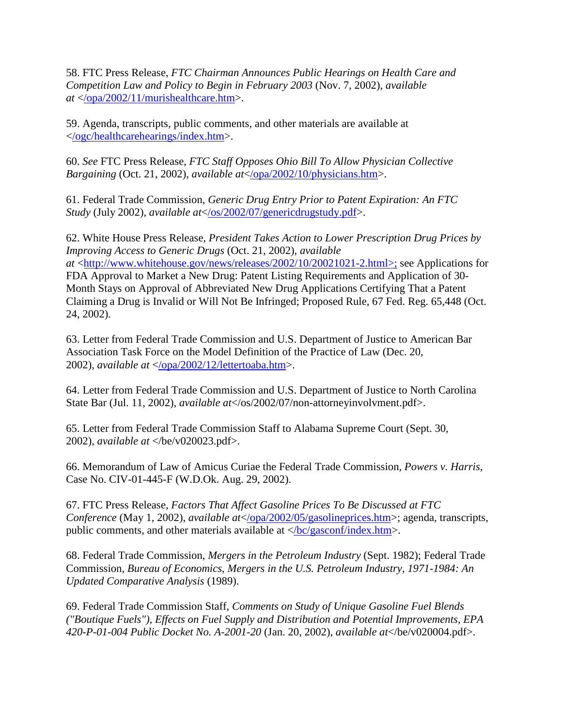58. FTC Press Release, *FTC Chairman Announces Public Hearings on Health Care and Competition Law and Policy to Begin in February 2003* (Nov. 7, 2002), *available at* </opa/2002/11/murishealthcare.htm>.

59. Agenda, transcripts, public comments, and other materials are available at </ogc/healthcarehearings/index.htm>.

60. *See* FTC Press Release, *FTC Staff Opposes Ohio Bill To Allow Physician Collective Bargaining* (Oct. 21, 2002), *available at*</opa/2002/10/physicians.htm>.

61. Federal Trade Commission, *Generic Drug Entry Prior to Patent Expiration: An FTC Study* (July 2002), *available at*</os/2002/07/genericdrugstudy.pdf>.

62. White House Press Release, *President Takes Action to Lower Prescription Drug Prices by Improving Access to Generic Drugs* (Oct. 21, 2002), *available at* <http://www.whitehouse.gov/news/releases/2002/10/20021021-2.html>; see Applications for FDA Approval to Market a New Drug: Patent Listing Requirements and Application of 30-Month Stays on Approval of Abbreviated New Drug Applications Certifying That a Patent Claiming a Drug is Invalid or Will Not Be Infringed; Proposed Rule, 67 Fed. Reg. 65,448 (Oct. 24, 2002).

63. Letter from Federal Trade Commission and U.S. Department of Justice to American Bar Association Task Force on the Model Definition of the Practice of Law (Dec. 20, 2002), *available at* </opa/2002/12/lettertoaba.htm>.

64. Letter from Federal Trade Commission and U.S. Department of Justice to North Carolina State Bar (Jul. 11, 2002), *available at*</os/2002/07/non-attorneyinvolvment.pdf>.

65. Letter from Federal Trade Commission Staff to Alabama Supreme Court (Sept. 30, 2002), *available at* </be/v020023.pdf>.

66. Memorandum of Law of Amicus Curiae the Federal Trade Commission, *Powers v. Harris*, Case No. CIV-01-445-F (W.D.Ok. Aug. 29, 2002).

67. FTC Press Release, *Factors That Affect Gasoline Prices To Be Discussed at FTC Conference* (May 1, 2002), *available at*</opa/2002/05/gasolineprices.htm>; agenda, transcripts, public comments, and other materials available at </bc/gasconf/index.htm>.

68. Federal Trade Commission, *Mergers in the Petroleum Industry* (Sept. 1982); Federal Trade Commission, *Bureau of Economics, Mergers in the U.S. Petroleum Industry, 1971-1984: An Updated Comparative Analysis* (1989).

69. Federal Trade Commission Staff, *Comments on Study of Unique Gasoline Fuel Blends ("Boutique Fuels"), Effects on Fuel Supply and Distribution and Potential Improvements, EPA 420-P-01-004 Public Docket No. A-2001-20* (Jan. 20, 2002), *available at*</be/v020004.pdf>.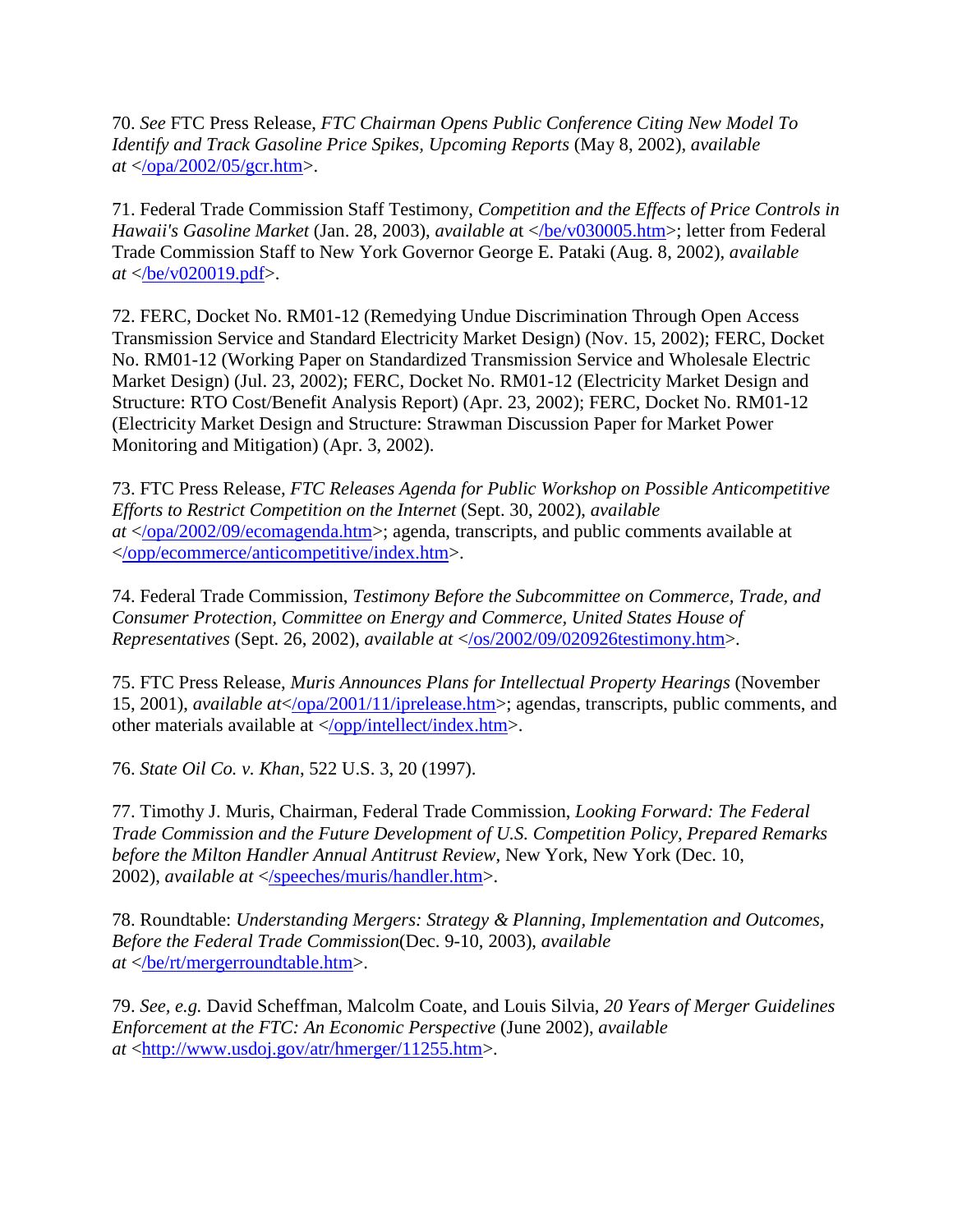70. *See* FTC Press Release, *FTC Chairman Opens Public Conference Citing New Model To Identify and Track Gasoline Price Spikes, Upcoming Reports* (May 8, 2002), *available at* </opa/2002/05/gcr.htm>.

71. Federal Trade Commission Staff Testimony, *Competition and the Effects of Price Controls in Hawaii's Gasoline Market* (Jan. 28, 2003), *available a*t </be/v030005.htm>; letter from Federal Trade Commission Staff to New York Governor George E. Pataki (Aug. 8, 2002), *available at* </be/v020019.pdf>.

72. FERC, Docket No. RM01-12 (Remedying Undue Discrimination Through Open Access Transmission Service and Standard Electricity Market Design) (Nov. 15, 2002); FERC, Docket No. RM01-12 (Working Paper on Standardized Transmission Service and Wholesale Electric Market Design) (Jul. 23, 2002); FERC, Docket No. RM01-12 (Electricity Market Design and Structure: RTO Cost/Benefit Analysis Report) (Apr. 23, 2002); FERC, Docket No. RM01-12 (Electricity Market Design and Structure: Strawman Discussion Paper for Market Power Monitoring and Mitigation) (Apr. 3, 2002).

73. FTC Press Release, *FTC Releases Agenda for Public Workshop on Possible Anticompetitive Efforts to Restrict Competition on the Internet* (Sept. 30, 2002), *available at* </opa/2002/09/ecomagenda.htm>; agenda, transcripts, and public comments available at </opp/ecommerce/anticompetitive/index.htm>.

74. Federal Trade Commission, *Testimony Before the Subcommittee on Commerce, Trade, and Consumer Protection, Committee on Energy and Commerce, United States House of Representatives* (Sept. 26, 2002), *available at* </os/2002/09/020926testimony.htm>.

75. FTC Press Release, *Muris Announces Plans for Intellectual Property Hearings* (November 15, 2001), *available at*</opa/2001/11/iprelease.htm>; agendas, transcripts, public comments, and other materials available at </opp/intellect/index.htm>.

76. *State Oil Co. v. Khan*, 522 U.S. 3, 20 (1997).

77. Timothy J. Muris, Chairman, Federal Trade Commission, *Looking Forward: The Federal Trade Commission and the Future Development of U.S. Competition Policy, Prepared Remarks before the Milton Handler Annual Antitrust Review*, New York, New York (Dec. 10, 2002), *available at* </speeches/muris/handler.htm>.

78. Roundtable: *Understanding Mergers: Strategy & Planning, Implementation and Outcomes, Before the Federal Trade Commission*(Dec. 9-10, 2003), *available at* </be/rt/mergerroundtable.htm>.

79. *See, e.g.* David Scheffman, Malcolm Coate, and Louis Silvia, *20 Years of Merger Guidelines Enforcement at the FTC: An Economic Perspective* (June 2002), *available at* <http://www.usdoj.gov/atr/hmerger/11255.htm>.